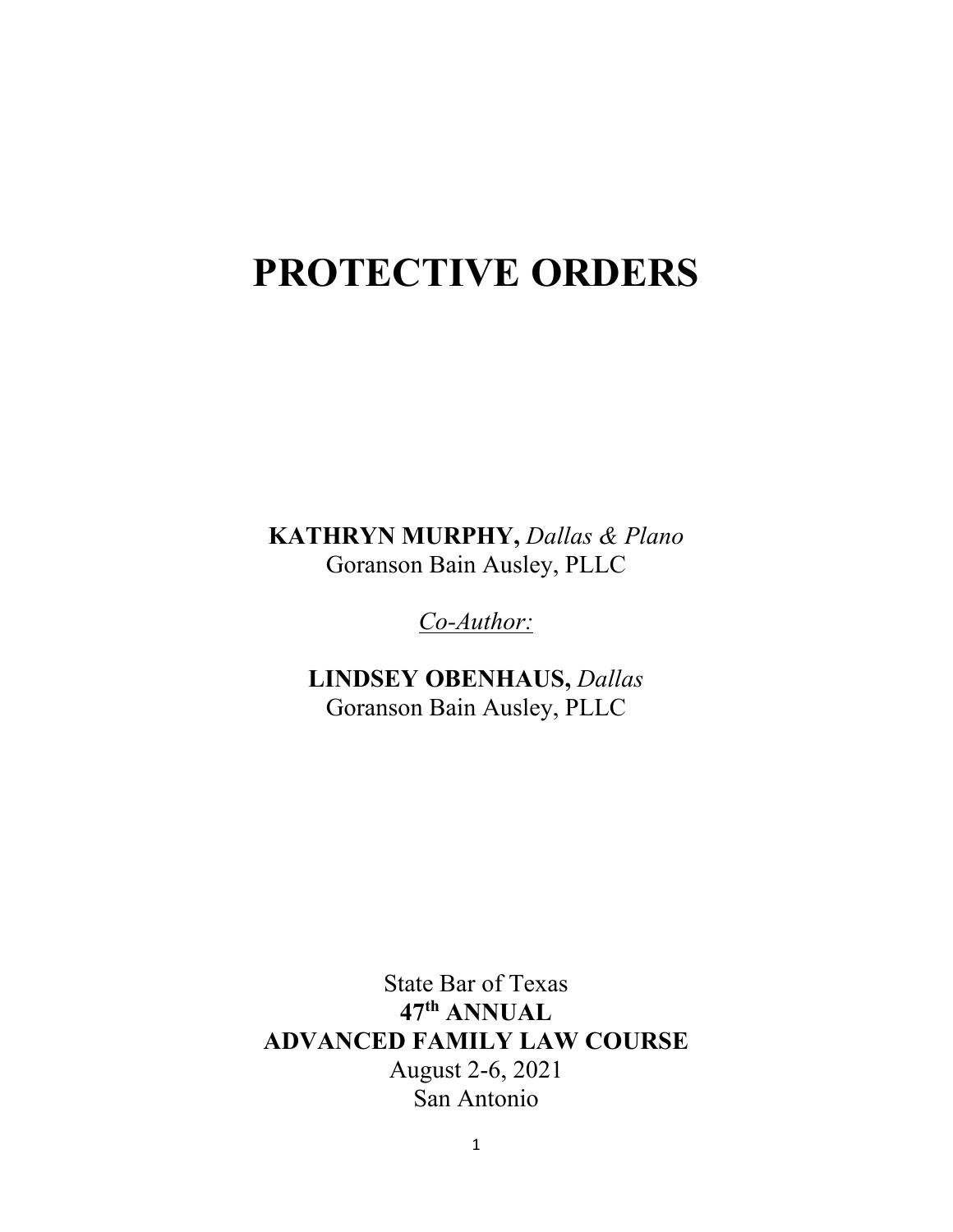# PROTECTIVE ORDERS

**KATHRYN MURPHY,** *Dallas & Plano*
Goranson Bain Ausley, PLLC

*Co-Author:*

**LINDSEY OBENHAUS,** *Dallas*
Goranson Bain Ausley, PLLC

State Bar of Texas
**47th ANNUAL**
**ADVANCED FAMILY LAW COURSE**
August 2-6, 2021
San Antonio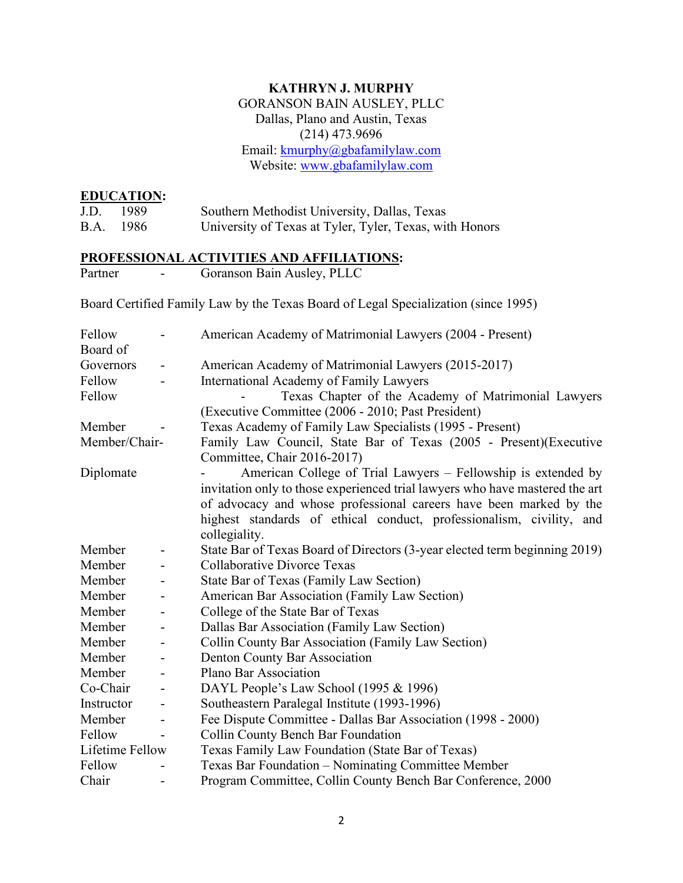**KATHRYN J. MURPHY**
GORANSON BAIN AUSLEY, PLLC
Dallas, Plano and Austin, Texas
(214) 473.9696
Email: kmurphy@gbafamilylaw.com
Website: www.gbafamilylaw.com

**EDUCATION:**

| | | |
|---|---|---|
| J.D. | 1989 | Southern Methodist University, Dallas, Texas |
| B.A. | 1986 | University of Texas at Tyler, Tyler, Texas, with Honors |

**PROFESSIONAL ACTIVITIES AND AFFILIATIONS:**

Partner - Goranson Bain Ausley, PLLC

Board Certified Family Law by the Texas Board of Legal Specialization (since 1995)

| | | |
|---|---|---|
| Fellow | - | American Academy of Matrimonial Lawyers (2004 - Present) |
| Board of Governors | - | American Academy of Matrimonial Lawyers (2015-2017) |
| Fellow | - | International Academy of Family Lawyers |
| Fellow | - | Texas Chapter of the Academy of Matrimonial Lawyers (Executive Committee (2006 - 2010; Past President) |
| Member | - | Texas Academy of Family Law Specialists (1995 - Present) |
| Member/Chair | - | Family Law Council, State Bar of Texas (2005 - Present)(Executive Committee, Chair 2016-2017) |
| Diplomate | - | American College of Trial Lawyers – Fellowship is extended by invitation only to those experienced trial lawyers who have mastered the art of advocacy and whose professional careers have been marked by the highest standards of ethical conduct, professionalism, civility, and collegiality. |
| Member | - | State Bar of Texas Board of Directors (3-year elected term beginning 2019) |
| Member | - | Collaborative Divorce Texas |
| Member | - | State Bar of Texas (Family Law Section) |
| Member | - | American Bar Association (Family Law Section) |
| Member | - | College of the State Bar of Texas |
| Member | - | Dallas Bar Association (Family Law Section) |
| Member | - | Collin County Bar Association (Family Law Section) |
| Member | - | Denton County Bar Association |
| Member | - | Plano Bar Association |
| Co-Chair | - | DAYL People's Law School (1995 & 1996) |
| Instructor | - | Southeastern Paralegal Institute (1993-1996) |
| Member | - | Fee Dispute Committee - Dallas Bar Association (1998 - 2000) |
| Fellow | - | Collin County Bench Bar Foundation |
| Lifetime Fellow | | Texas Family Law Foundation (State Bar of Texas) |
| Fellow | - | Texas Bar Foundation – Nominating Committee Member |
| Chair | - | Program Committee, Collin County Bench Bar Conference, 2000 |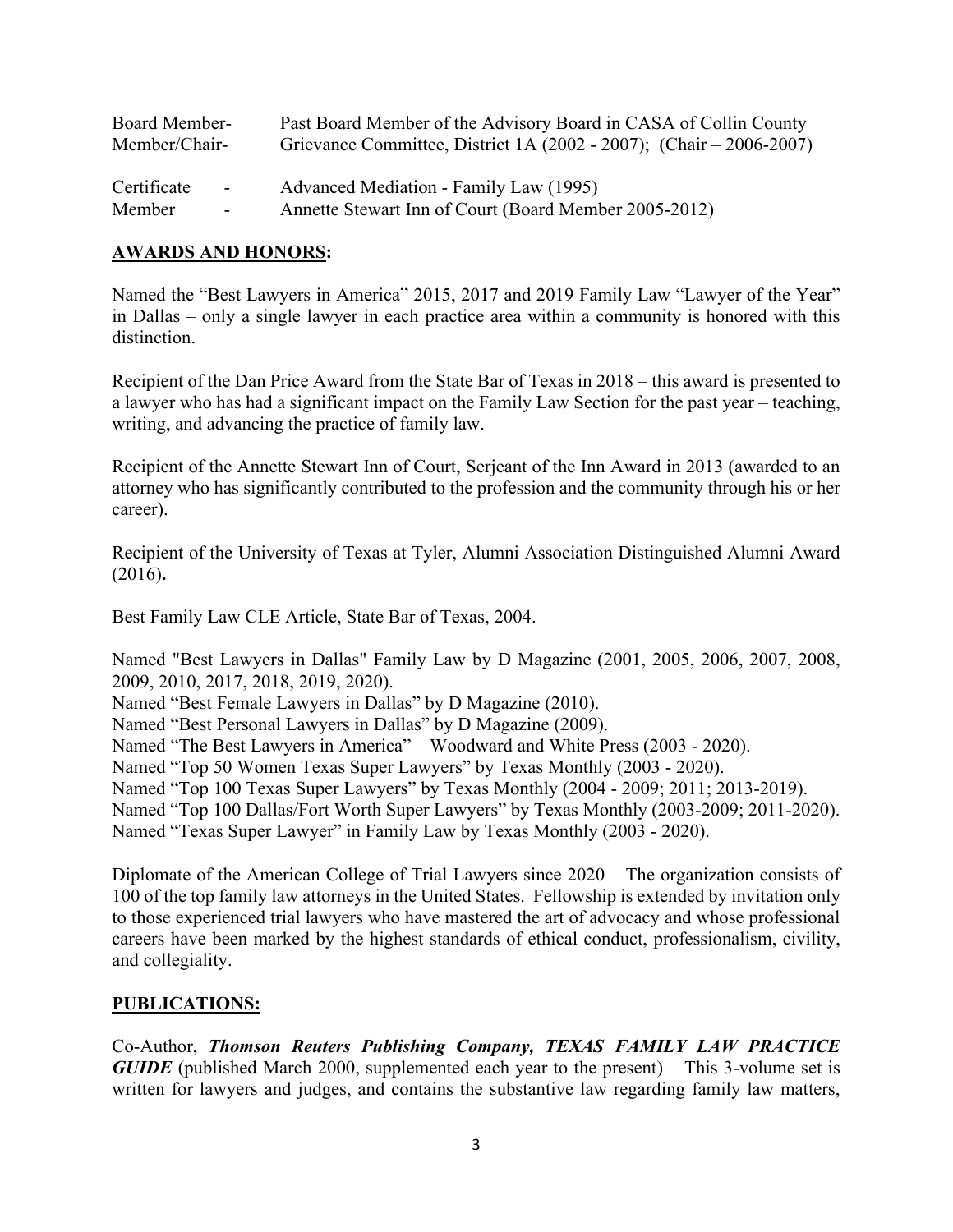| | |
|---|---|
| Board Member- | Past Board Member of the Advisory Board in CASA of Collin County |
| Member/Chair- | Grievance Committee, District 1A (2002 - 2007); (Chair – 2006-2007) |
| Certificate - | Advanced Mediation - Family Law (1995) |
| Member - | Annette Stewart Inn of Court (Board Member 2005-2012) |

## AWARDS AND HONORS:

Named the "Best Lawyers in America" 2015, 2017 and 2019 Family Law "Lawyer of the Year" in Dallas – only a single lawyer in each practice area within a community is honored with this distinction.

Recipient of the Dan Price Award from the State Bar of Texas in 2018 – this award is presented to a lawyer who has had a significant impact on the Family Law Section for the past year – teaching, writing, and advancing the practice of family law.

Recipient of the Annette Stewart Inn of Court, Serjeant of the Inn Award in 2013 (awarded to an attorney who has significantly contributed to the profession and the community through his or her career).

Recipient of the University of Texas at Tyler, Alumni Association Distinguished Alumni Award (2016)**.**

Best Family Law CLE Article, State Bar of Texas, 2004.

Named "Best Lawyers in Dallas" Family Law by D Magazine (2001, 2005, 2006, 2007, 2008, 2009, 2010, 2017, 2018, 2019, 2020).
Named "Best Female Lawyers in Dallas" by D Magazine (2010).
Named "Best Personal Lawyers in Dallas" by D Magazine (2009).
Named "The Best Lawyers in America" – Woodward and White Press (2003 - 2020).
Named "Top 50 Women Texas Super Lawyers" by Texas Monthly (2003 - 2020).
Named "Top 100 Texas Super Lawyers" by Texas Monthly (2004 - 2009; 2011; 2013-2019).
Named "Top 100 Dallas/Fort Worth Super Lawyers" by Texas Monthly (2003-2009; 2011-2020).
Named "Texas Super Lawyer" in Family Law by Texas Monthly (2003 - 2020).

Diplomate of the American College of Trial Lawyers since 2020 – The organization consists of 100 of the top family law attorneys in the United States. Fellowship is extended by invitation only to those experienced trial lawyers who have mastered the art of advocacy and whose professional careers have been marked by the highest standards of ethical conduct, professionalism, civility, and collegiality.

## PUBLICATIONS:

Co-Author, ***Thomson Reuters Publishing Company, TEXAS FAMILY LAW PRACTICE GUIDE*** (published March 2000, supplemented each year to the present) – This 3-volume set is written for lawyers and judges, and contains the substantive law regarding family law matters,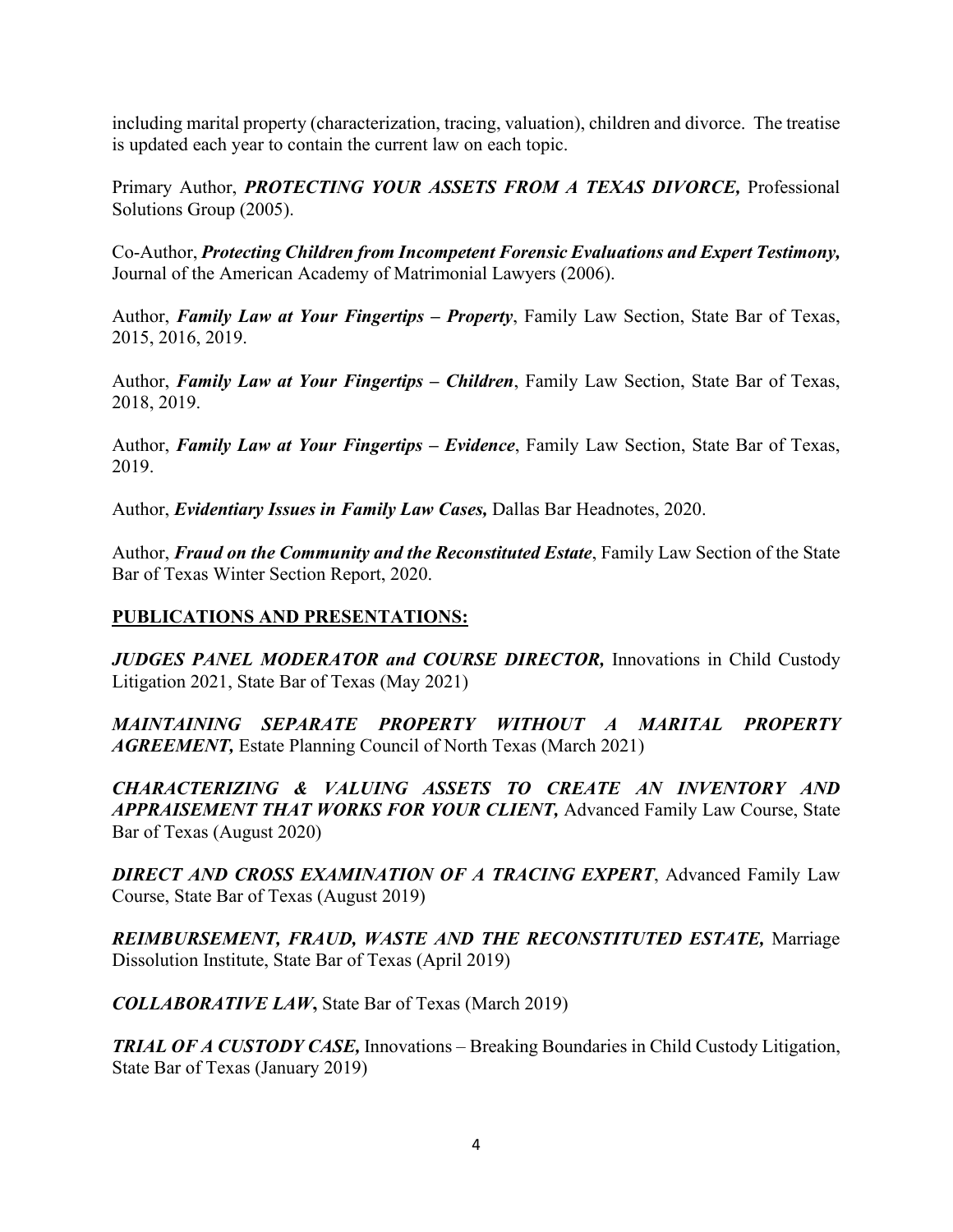including marital property (characterization, tracing, valuation), children and divorce. The treatise is updated each year to contain the current law on each topic.

Primary Author, ***PROTECTING YOUR ASSETS FROM A TEXAS DIVORCE,*** Professional Solutions Group (2005).

Co-Author, ***Protecting Children from Incompetent Forensic Evaluations and Expert Testimony,*** Journal of the American Academy of Matrimonial Lawyers (2006).

Author, ***Family Law at Your Fingertips – Property***, Family Law Section, State Bar of Texas, 2015, 2016, 2019.

Author, ***Family Law at Your Fingertips – Children***, Family Law Section, State Bar of Texas, 2018, 2019.

Author, ***Family Law at Your Fingertips – Evidence***, Family Law Section, State Bar of Texas, 2019.

Author, ***Evidentiary Issues in Family Law Cases,*** Dallas Bar Headnotes, 2020.

Author, ***Fraud on the Community and the Reconstituted Estate***, Family Law Section of the State Bar of Texas Winter Section Report, 2020.

**PUBLICATIONS AND PRESENTATIONS:**

***JUDGES PANEL MODERATOR and COURSE DIRECTOR,*** Innovations in Child Custody Litigation 2021, State Bar of Texas (May 2021)

***MAINTAINING SEPARATE PROPERTY WITHOUT A MARITAL PROPERTY AGREEMENT,*** Estate Planning Council of North Texas (March 2021)

***CHARACTERIZING & VALUING ASSETS TO CREATE AN INVENTORY AND APPRAISEMENT THAT WORKS FOR YOUR CLIENT,*** Advanced Family Law Course, State Bar of Texas (August 2020)

***DIRECT AND CROSS EXAMINATION OF A TRACING EXPERT***, Advanced Family Law Course, State Bar of Texas (August 2019)

***REIMBURSEMENT, FRAUD, WASTE AND THE RECONSTITUTED ESTATE,*** Marriage Dissolution Institute, State Bar of Texas (April 2019)

***COLLABORATIVE LAW*****,** State Bar of Texas (March 2019)

***TRIAL OF A CUSTODY CASE,*** Innovations – Breaking Boundaries in Child Custody Litigation, State Bar of Texas (January 2019)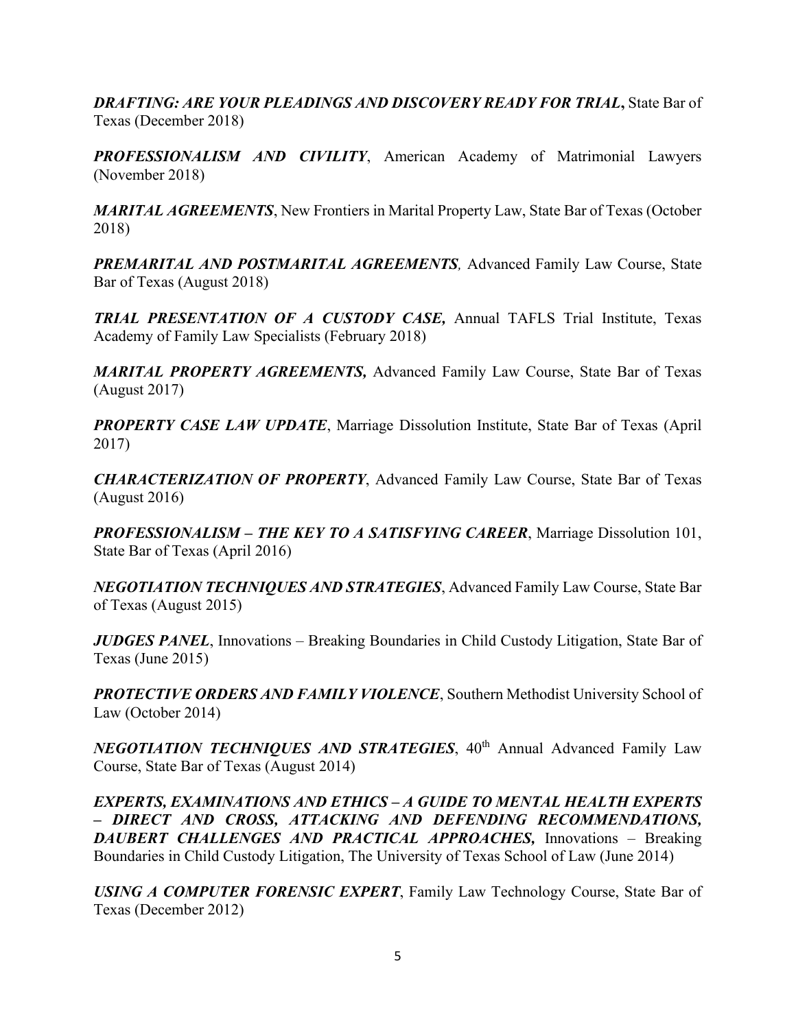***DRAFTING: ARE YOUR PLEADINGS AND DISCOVERY READY FOR TRIAL*****,** State Bar of Texas (December 2018)

***PROFESSIONALISM AND CIVILITY***, American Academy of Matrimonial Lawyers (November 2018)

***MARITAL AGREEMENTS***, New Frontiers in Marital Property Law, State Bar of Texas (October 2018)

***PREMARITAL AND POSTMARITAL AGREEMENTS****,* Advanced Family Law Course, State Bar of Texas (August 2018)

***TRIAL PRESENTATION OF A CUSTODY CASE,*** Annual TAFLS Trial Institute, Texas Academy of Family Law Specialists (February 2018)

***MARITAL PROPERTY AGREEMENTS,*** Advanced Family Law Course, State Bar of Texas (August 2017)

***PROPERTY CASE LAW UPDATE***, Marriage Dissolution Institute, State Bar of Texas (April 2017)

***CHARACTERIZATION OF PROPERTY***, Advanced Family Law Course, State Bar of Texas (August 2016)

***PROFESSIONALISM – THE KEY TO A SATISFYING CAREER***, Marriage Dissolution 101, State Bar of Texas (April 2016)

***NEGOTIATION TECHNIQUES AND STRATEGIES***, Advanced Family Law Course, State Bar of Texas (August 2015)

***JUDGES PANEL***, Innovations – Breaking Boundaries in Child Custody Litigation, State Bar of Texas (June 2015)

***PROTECTIVE ORDERS AND FAMILY VIOLENCE***, Southern Methodist University School of Law (October 2014)

***NEGOTIATION TECHNIQUES AND STRATEGIES***, 40th Annual Advanced Family Law Course, State Bar of Texas (August 2014)

***EXPERTS, EXAMINATIONS AND ETHICS – A GUIDE TO MENTAL HEALTH EXPERTS – DIRECT AND CROSS, ATTACKING AND DEFENDING RECOMMENDATIONS, DAUBERT CHALLENGES AND PRACTICAL APPROACHES,*** Innovations – Breaking Boundaries in Child Custody Litigation, The University of Texas School of Law (June 2014)

***USING A COMPUTER FORENSIC EXPERT***, Family Law Technology Course, State Bar of Texas (December 2012)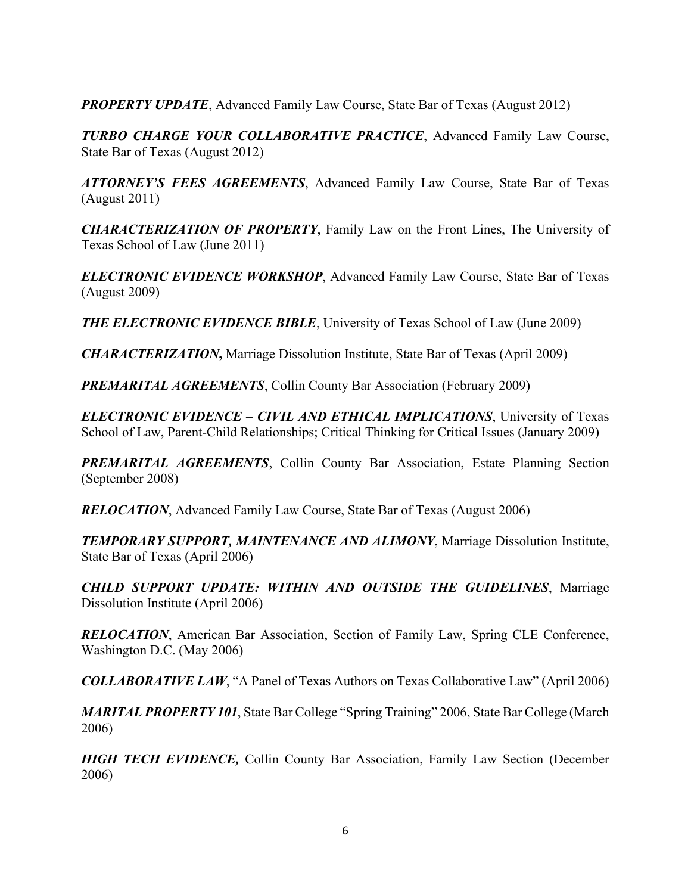***PROPERTY UPDATE***, Advanced Family Law Course, State Bar of Texas (August 2012)

***TURBO CHARGE YOUR COLLABORATIVE PRACTICE***, Advanced Family Law Course, State Bar of Texas (August 2012)

***ATTORNEY'S FEES AGREEMENTS***, Advanced Family Law Course, State Bar of Texas (August 2011)

***CHARACTERIZATION OF PROPERTY***, Family Law on the Front Lines, The University of Texas School of Law (June 2011)

***ELECTRONIC EVIDENCE WORKSHOP***, Advanced Family Law Course, State Bar of Texas (August 2009)

***THE ELECTRONIC EVIDENCE BIBLE***, University of Texas School of Law (June 2009)

***CHARACTERIZATION,*** Marriage Dissolution Institute, State Bar of Texas (April 2009)

***PREMARITAL AGREEMENTS***, Collin County Bar Association (February 2009)

***ELECTRONIC EVIDENCE – CIVIL AND ETHICAL IMPLICATIONS***, University of Texas School of Law, Parent-Child Relationships; Critical Thinking for Critical Issues (January 2009)

***PREMARITAL AGREEMENTS***, Collin County Bar Association, Estate Planning Section (September 2008)

***RELOCATION***, Advanced Family Law Course, State Bar of Texas (August 2006)

***TEMPORARY SUPPORT, MAINTENANCE AND ALIMONY***, Marriage Dissolution Institute, State Bar of Texas (April 2006)

***CHILD SUPPORT UPDATE: WITHIN AND OUTSIDE THE GUIDELINES***, Marriage Dissolution Institute (April 2006)

***RELOCATION***, American Bar Association, Section of Family Law, Spring CLE Conference, Washington D.C. (May 2006)

***COLLABORATIVE LAW***, "A Panel of Texas Authors on Texas Collaborative Law" (April 2006)

***MARITAL PROPERTY 101***, State Bar College "Spring Training" 2006, State Bar College (March 2006)

***HIGH TECH EVIDENCE,*** Collin County Bar Association, Family Law Section (December 2006)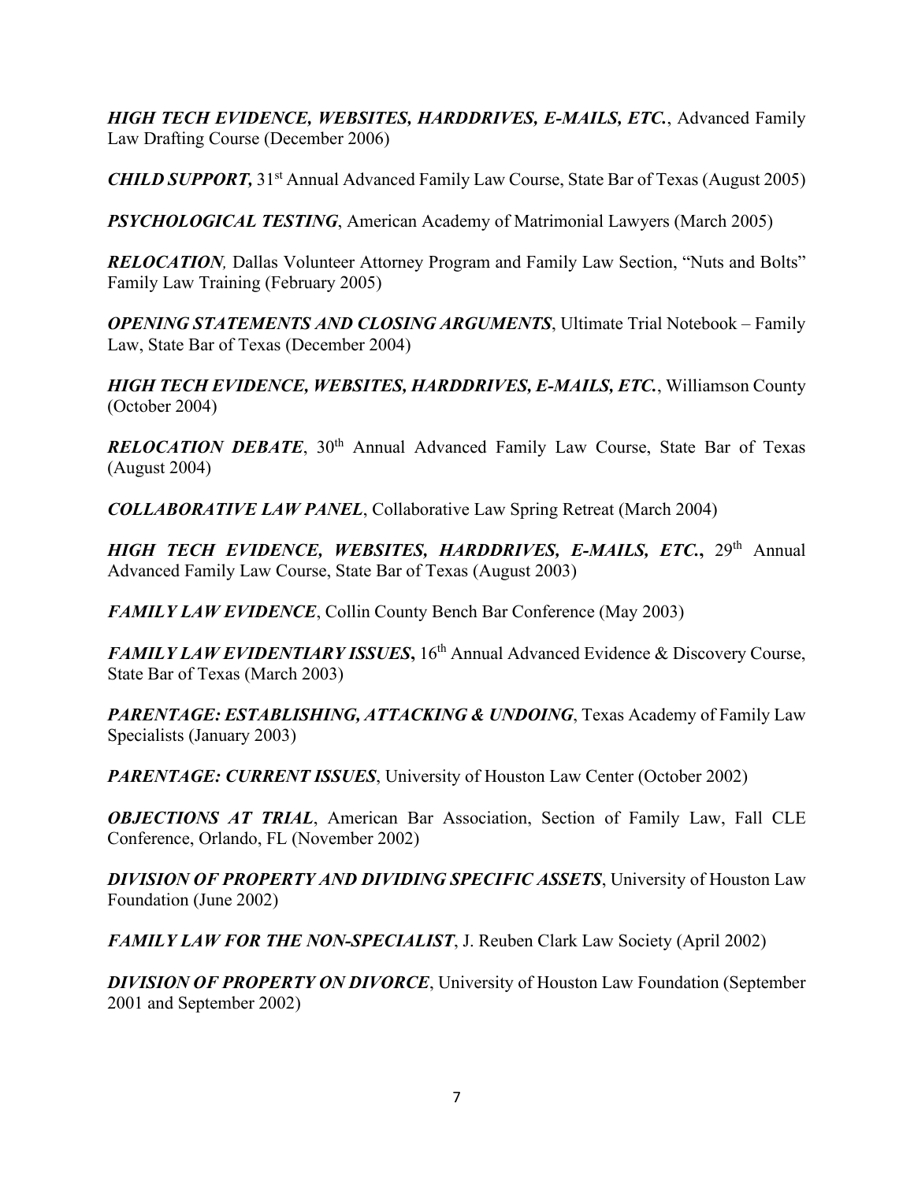***HIGH TECH EVIDENCE, WEBSITES, HARDDRIVES, E-MAILS, ETC.***, Advanced Family Law Drafting Course (December 2006)

***CHILD SUPPORT,*** 31st Annual Advanced Family Law Course, State Bar of Texas (August 2005)

***PSYCHOLOGICAL TESTING***, American Academy of Matrimonial Lawyers (March 2005)

***RELOCATION**,* Dallas Volunteer Attorney Program and Family Law Section, "Nuts and Bolts" Family Law Training (February 2005)

***OPENING STATEMENTS AND CLOSING ARGUMENTS***, Ultimate Trial Notebook – Family Law, State Bar of Texas (December 2004)

***HIGH TECH EVIDENCE, WEBSITES, HARDDRIVES, E-MAILS, ETC.***, Williamson County (October 2004)

***RELOCATION DEBATE***, 30th Annual Advanced Family Law Course, State Bar of Texas (August 2004)

***COLLABORATIVE LAW PANEL***, Collaborative Law Spring Retreat (March 2004)

***HIGH TECH EVIDENCE, WEBSITES, HARDDRIVES, E-MAILS, ETC.*****,** 29th Annual Advanced Family Law Course, State Bar of Texas (August 2003)

***FAMILY LAW EVIDENCE***, Collin County Bench Bar Conference (May 2003)

***FAMILY LAW EVIDENTIARY ISSUES*****,** 16th Annual Advanced Evidence & Discovery Course, State Bar of Texas (March 2003)

***PARENTAGE: ESTABLISHING, ATTACKING & UNDOING***, Texas Academy of Family Law Specialists (January 2003)

***PARENTAGE: CURRENT ISSUES***, University of Houston Law Center (October 2002)

***OBJECTIONS AT TRIAL***, American Bar Association, Section of Family Law, Fall CLE Conference, Orlando, FL (November 2002)

***DIVISION OF PROPERTY AND DIVIDING SPECIFIC ASSETS***, University of Houston Law Foundation (June 2002)

***FAMILY LAW FOR THE NON-SPECIALIST***, J. Reuben Clark Law Society (April 2002)

***DIVISION OF PROPERTY ON DIVORCE***, University of Houston Law Foundation (September 2001 and September 2002)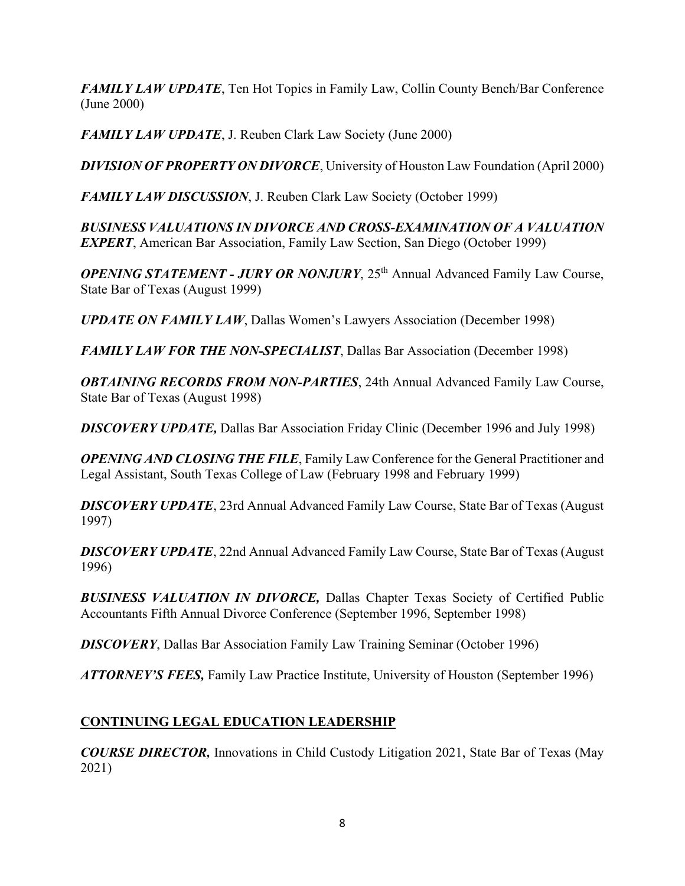***FAMILY LAW UPDATE***, Ten Hot Topics in Family Law, Collin County Bench/Bar Conference (June 2000)

***FAMILY LAW UPDATE***, J. Reuben Clark Law Society (June 2000)

***DIVISION OF PROPERTY ON DIVORCE***, University of Houston Law Foundation (April 2000)

***FAMILY LAW DISCUSSION***, J. Reuben Clark Law Society (October 1999)

***BUSINESS VALUATIONS IN DIVORCE AND CROSS-EXAMINATION OF A VALUATION EXPERT***, American Bar Association, Family Law Section, San Diego (October 1999)

***OPENING STATEMENT - JURY OR NONJURY***, 25th Annual Advanced Family Law Course, State Bar of Texas (August 1999)

***UPDATE ON FAMILY LAW***, Dallas Women's Lawyers Association (December 1998)

***FAMILY LAW FOR THE NON-SPECIALIST***, Dallas Bar Association (December 1998)

***OBTAINING RECORDS FROM NON-PARTIES***, 24th Annual Advanced Family Law Course, State Bar of Texas (August 1998)

***DISCOVERY UPDATE,*** Dallas Bar Association Friday Clinic (December 1996 and July 1998)

***OPENING AND CLOSING THE FILE***, Family Law Conference for the General Practitioner and Legal Assistant, South Texas College of Law (February 1998 and February 1999)

***DISCOVERY UPDATE***, 23rd Annual Advanced Family Law Course, State Bar of Texas (August 1997)

***DISCOVERY UPDATE***, 22nd Annual Advanced Family Law Course, State Bar of Texas (August 1996)

***BUSINESS VALUATION IN DIVORCE,*** Dallas Chapter Texas Society of Certified Public Accountants Fifth Annual Divorce Conference (September 1996, September 1998)

***DISCOVERY***, Dallas Bar Association Family Law Training Seminar (October 1996)

***ATTORNEY'S FEES,*** Family Law Practice Institute, University of Houston (September 1996)

## CONTINUING LEGAL EDUCATION LEADERSHIP

***COURSE DIRECTOR,*** Innovations in Child Custody Litigation 2021, State Bar of Texas (May 2021)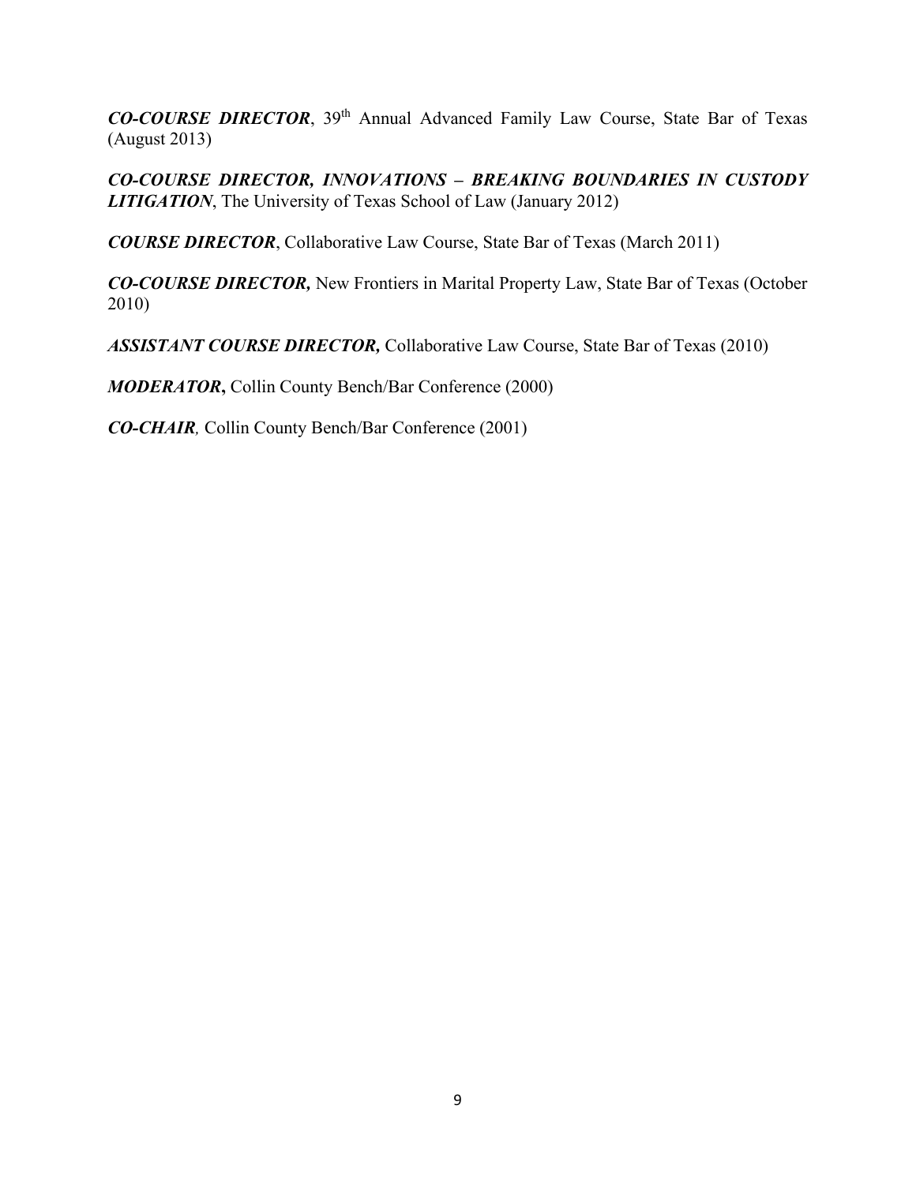***CO-COURSE DIRECTOR***, 39th Annual Advanced Family Law Course, State Bar of Texas (August 2013)

***CO-COURSE DIRECTOR, INNOVATIONS – BREAKING BOUNDARIES IN CUSTODY LITIGATION***, The University of Texas School of Law (January 2012)

***COURSE DIRECTOR***, Collaborative Law Course, State Bar of Texas (March 2011)

***CO-COURSE DIRECTOR,*** New Frontiers in Marital Property Law, State Bar of Texas (October 2010)

***ASSISTANT COURSE DIRECTOR,*** Collaborative Law Course, State Bar of Texas (2010)

***MODERATOR*****,** Collin County Bench/Bar Conference (2000)

***CO-CHAIR****,* Collin County Bench/Bar Conference (2001)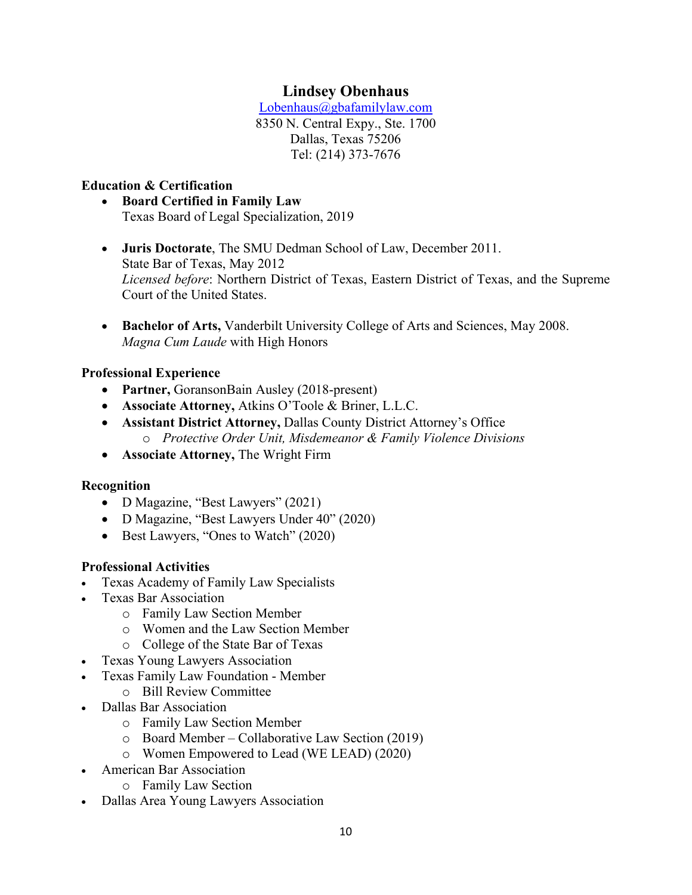# Lindsey Obenhaus

Lobenhaus@gbafamilylaw.com
8350 N. Central Expy., Ste. 1700
Dallas, Texas 75206
Tel: (214) 373-7676

**Education & Certification**

- **Board Certified in Family Law**
  Texas Board of Legal Specialization, 2019

- **Juris Doctorate**, The SMU Dedman School of Law, December 2011.
  State Bar of Texas, May 2012
  *Licensed before*: Northern District of Texas, Eastern District of Texas, and the Supreme Court of the United States.

- **Bachelor of Arts,** Vanderbilt University College of Arts and Sciences, May 2008.
  *Magna Cum Laude* with High Honors

**Professional Experience**

- **Partner,** GoransonBain Ausley (2018-present)
- **Associate Attorney,** Atkins O'Toole & Briner, L.L.C.
- **Assistant District Attorney,** Dallas County District Attorney's Office
  - *Protective Order Unit, Misdemeanor & Family Violence Divisions*
- **Associate Attorney,** The Wright Firm

**Recognition**

- D Magazine, "Best Lawyers" (2021)
- D Magazine, "Best Lawyers Under 40" (2020)
- Best Lawyers, "Ones to Watch" (2020)

**Professional Activities**

- Texas Academy of Family Law Specialists
- Texas Bar Association
  - Family Law Section Member
  - Women and the Law Section Member
  - College of the State Bar of Texas
- Texas Young Lawyers Association
- Texas Family Law Foundation - Member
  - Bill Review Committee
- Dallas Bar Association
  - Family Law Section Member
  - Board Member – Collaborative Law Section (2019)
  - Women Empowered to Lead (WE LEAD) (2020)
- American Bar Association
  - Family Law Section
- Dallas Area Young Lawyers Association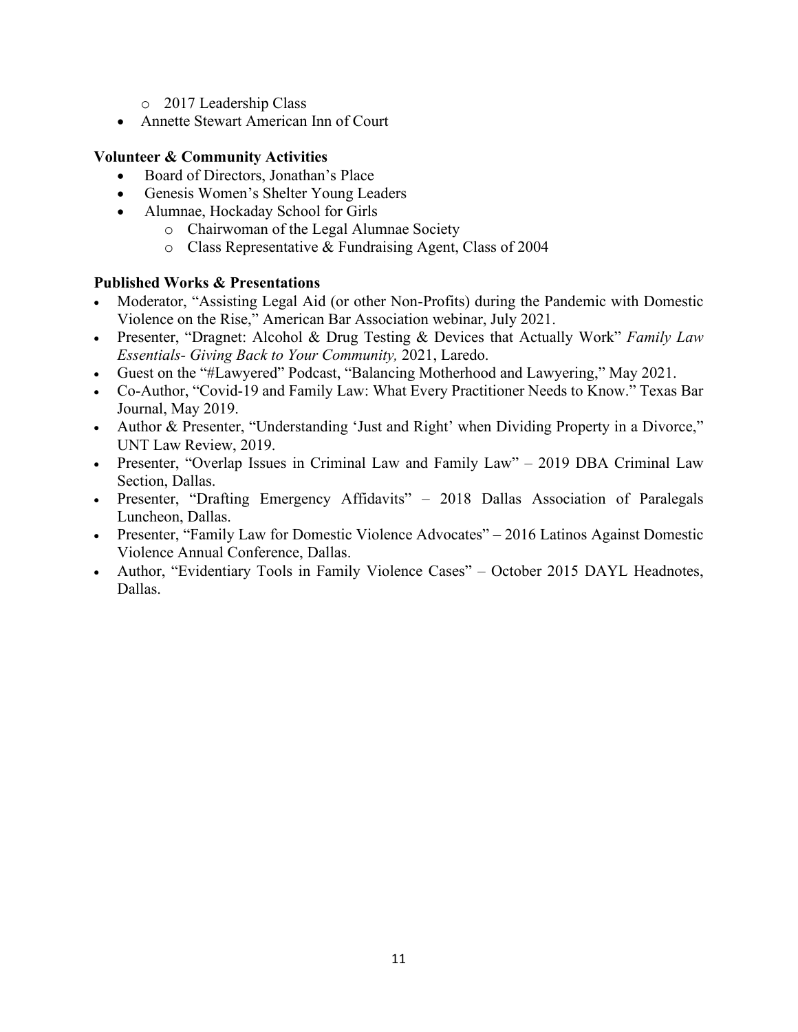- 2017 Leadership Class
- Annette Stewart American Inn of Court

**Volunteer & Community Activities**

- Board of Directors, Jonathan's Place
- Genesis Women's Shelter Young Leaders
- Alumnae, Hockaday School for Girls
  - Chairwoman of the Legal Alumnae Society
  - Class Representative & Fundraising Agent, Class of 2004

**Published Works & Presentations**

- Moderator, "Assisting Legal Aid (or other Non-Profits) during the Pandemic with Domestic Violence on the Rise," American Bar Association webinar, July 2021.
- Presenter, "Dragnet: Alcohol & Drug Testing & Devices that Actually Work" *Family Law Essentials- Giving Back to Your Community,* 2021, Laredo.
- Guest on the "#Lawyered" Podcast, "Balancing Motherhood and Lawyering," May 2021.
- Co-Author, "Covid-19 and Family Law: What Every Practitioner Needs to Know." Texas Bar Journal, May 2019.
- Author & Presenter, "Understanding 'Just and Right' when Dividing Property in a Divorce," UNT Law Review, 2019.
- Presenter, "Overlap Issues in Criminal Law and Family Law" – 2019 DBA Criminal Law Section, Dallas.
- Presenter, "Drafting Emergency Affidavits" – 2018 Dallas Association of Paralegals Luncheon, Dallas.
- Presenter, "Family Law for Domestic Violence Advocates" – 2016 Latinos Against Domestic Violence Annual Conference, Dallas.
- Author, "Evidentiary Tools in Family Violence Cases" – October 2015 DAYL Headnotes, Dallas.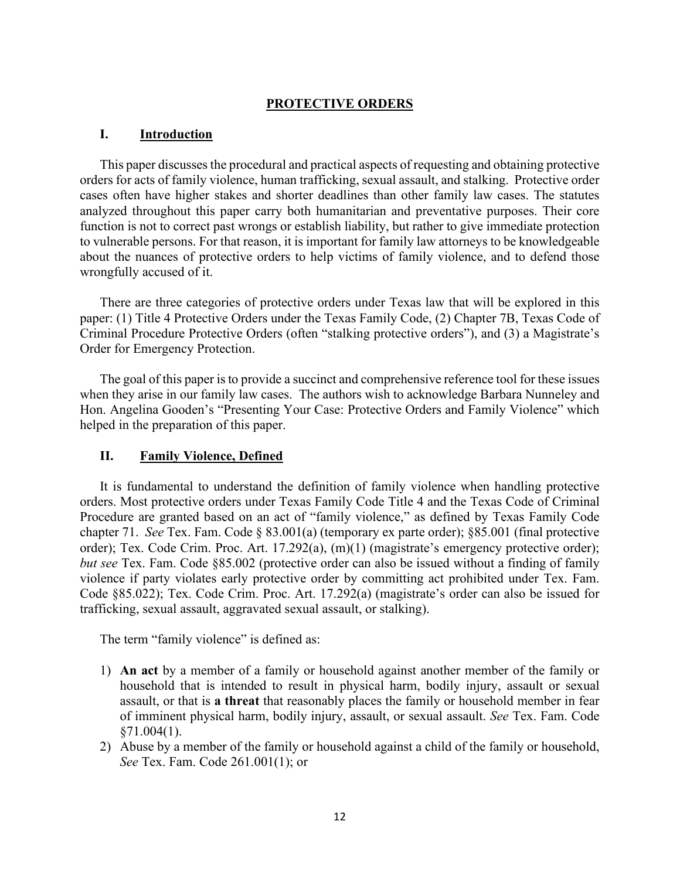# PROTECTIVE ORDERS

## I. Introduction

This paper discusses the procedural and practical aspects of requesting and obtaining protective orders for acts of family violence, human trafficking, sexual assault, and stalking. Protective order cases often have higher stakes and shorter deadlines than other family law cases. The statutes analyzed throughout this paper carry both humanitarian and preventative purposes. Their core function is not to correct past wrongs or establish liability, but rather to give immediate protection to vulnerable persons. For that reason, it is important for family law attorneys to be knowledgeable about the nuances of protective orders to help victims of family violence, and to defend those wrongfully accused of it.

There are three categories of protective orders under Texas law that will be explored in this paper: (1) Title 4 Protective Orders under the Texas Family Code, (2) Chapter 7B, Texas Code of Criminal Procedure Protective Orders (often "stalking protective orders"), and (3) a Magistrate's Order for Emergency Protection.

The goal of this paper is to provide a succinct and comprehensive reference tool for these issues when they arise in our family law cases. The authors wish to acknowledge Barbara Nunneley and Hon. Angelina Gooden's "Presenting Your Case: Protective Orders and Family Violence" which helped in the preparation of this paper.

## II. Family Violence, Defined

It is fundamental to understand the definition of family violence when handling protective orders. Most protective orders under Texas Family Code Title 4 and the Texas Code of Criminal Procedure are granted based on an act of "family violence," as defined by Texas Family Code chapter 71. *See* Tex. Fam. Code § 83.001(a) (temporary ex parte order); §85.001 (final protective order); Tex. Code Crim. Proc. Art. 17.292(a), (m)(1) (magistrate's emergency protective order); *but see* Tex. Fam. Code §85.002 (protective order can also be issued without a finding of family violence if party violates early protective order by committing act prohibited under Tex. Fam. Code §85.022); Tex. Code Crim. Proc. Art. 17.292(a) (magistrate's order can also be issued for trafficking, sexual assault, aggravated sexual assault, or stalking).

The term "family violence" is defined as:

1) **An act** by a member of a family or household against another member of the family or household that is intended to result in physical harm, bodily injury, assault or sexual assault, or that is **a threat** that reasonably places the family or household member in fear of imminent physical harm, bodily injury, assault, or sexual assault. *See* Tex. Fam. Code §71.004(1).
2) Abuse by a member of the family or household against a child of the family or household, *See* Tex. Fam. Code 261.001(1); or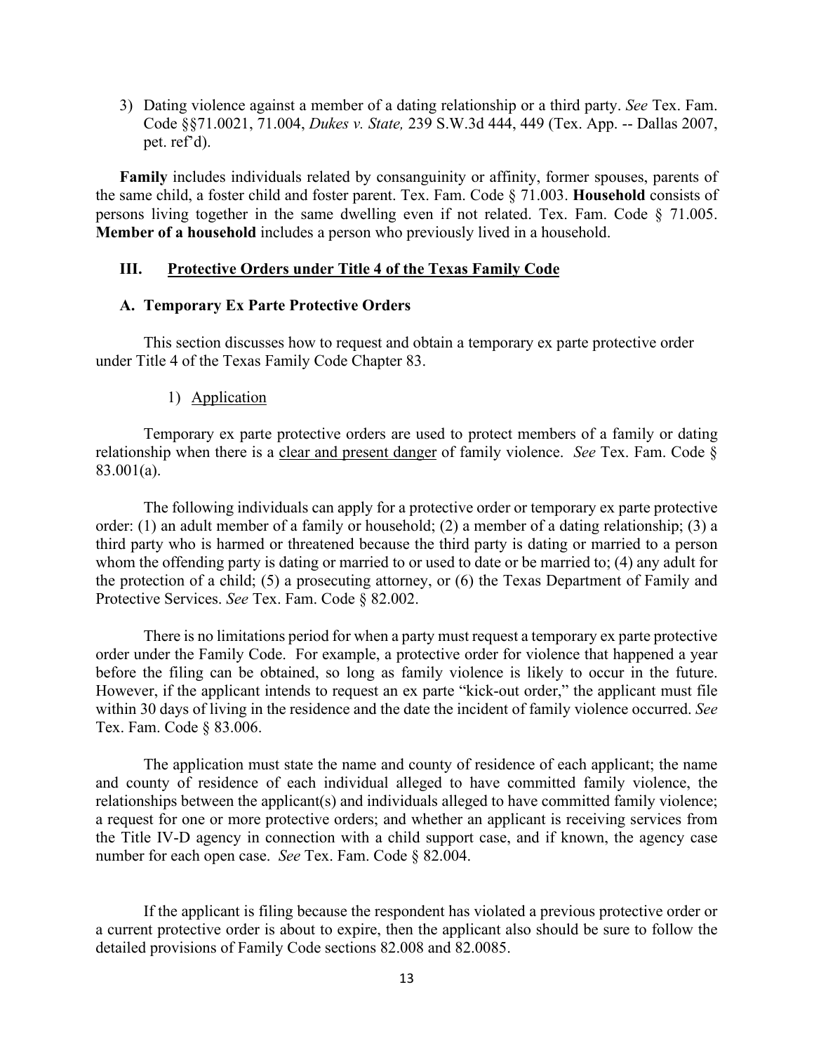3) Dating violence against a member of a dating relationship or a third party. *See* Tex. Fam. Code §§71.0021, 71.004, *Dukes v. State,* 239 S.W.3d 444, 449 (Tex. App. -- Dallas 2007, pet. ref'd).

**Family** includes individuals related by consanguinity or affinity, former spouses, parents of the same child, a foster child and foster parent. Tex. Fam. Code § 71.003. **Household** consists of persons living together in the same dwelling even if not related. Tex. Fam. Code § 71.005. **Member of a household** includes a person who previously lived in a household.

## III. Protective Orders under Title 4 of the Texas Family Code

### A. Temporary Ex Parte Protective Orders

This section discusses how to request and obtain a temporary ex parte protective order under Title 4 of the Texas Family Code Chapter 83.

#### 1) Application

Temporary ex parte protective orders are used to protect members of a family or dating relationship when there is a clear and present danger of family violence. *See* Tex. Fam. Code § 83.001(a).

The following individuals can apply for a protective order or temporary ex parte protective order: (1) an adult member of a family or household; (2) a member of a dating relationship; (3) a third party who is harmed or threatened because the third party is dating or married to a person whom the offending party is dating or married to or used to date or be married to; (4) any adult for the protection of a child; (5) a prosecuting attorney, or (6) the Texas Department of Family and Protective Services. *See* Tex. Fam. Code § 82.002.

There is no limitations period for when a party must request a temporary ex parte protective order under the Family Code. For example, a protective order for violence that happened a year before the filing can be obtained, so long as family violence is likely to occur in the future. However, if the applicant intends to request an ex parte "kick-out order," the applicant must file within 30 days of living in the residence and the date the incident of family violence occurred. *See* Tex. Fam. Code § 83.006.

The application must state the name and county of residence of each applicant; the name and county of residence of each individual alleged to have committed family violence, the relationships between the applicant(s) and individuals alleged to have committed family violence; a request for one or more protective orders; and whether an applicant is receiving services from the Title IV-D agency in connection with a child support case, and if known, the agency case number for each open case. *See* Tex. Fam. Code § 82.004.

If the applicant is filing because the respondent has violated a previous protective order or a current protective order is about to expire, then the applicant also should be sure to follow the detailed provisions of Family Code sections 82.008 and 82.0085.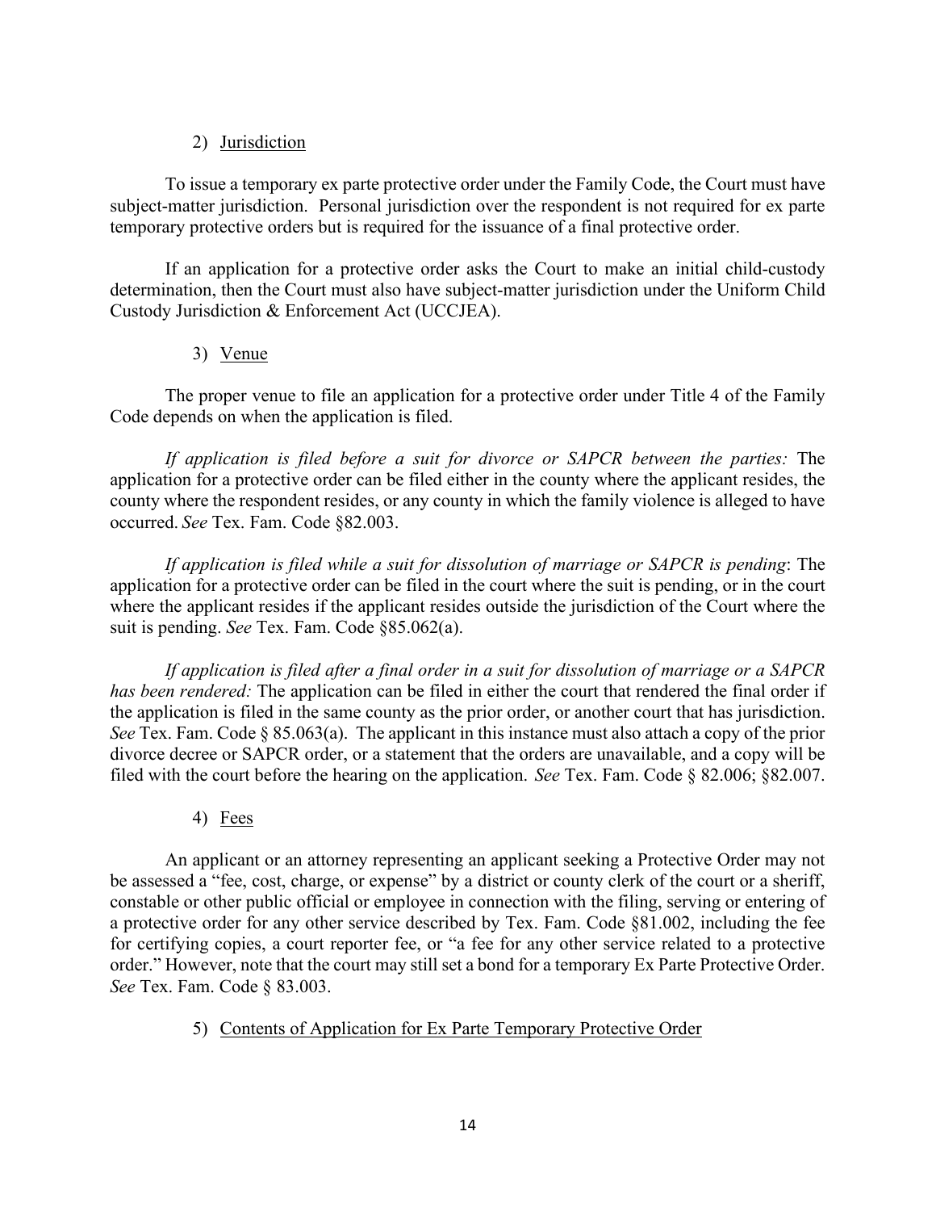2) <u>Jurisdiction</u>

To issue a temporary ex parte protective order under the Family Code, the Court must have subject-matter jurisdiction. Personal jurisdiction over the respondent is not required for ex parte temporary protective orders but is required for the issuance of a final protective order.

If an application for a protective order asks the Court to make an initial child-custody determination, then the Court must also have subject-matter jurisdiction under the Uniform Child Custody Jurisdiction & Enforcement Act (UCCJEA).

3) <u>Venue</u>

The proper venue to file an application for a protective order under Title 4 of the Family Code depends on when the application is filed.

*If application is filed before a suit for divorce or SAPCR between the parties:* The application for a protective order can be filed either in the county where the applicant resides, the county where the respondent resides, or any county in which the family violence is alleged to have occurred. *See* Tex. Fam. Code §82.003.

*If application is filed while a suit for dissolution of marriage or SAPCR is pending*: The application for a protective order can be filed in the court where the suit is pending, or in the court where the applicant resides if the applicant resides outside the jurisdiction of the Court where the suit is pending. *See* Tex. Fam. Code §85.062(a).

*If application is filed after a final order in a suit for dissolution of marriage or a SAPCR has been rendered:* The application can be filed in either the court that rendered the final order if the application is filed in the same county as the prior order, or another court that has jurisdiction. *See* Tex. Fam. Code § 85.063(a). The applicant in this instance must also attach a copy of the prior divorce decree or SAPCR order, or a statement that the orders are unavailable, and a copy will be filed with the court before the hearing on the application. *See* Tex. Fam. Code § 82.006; §82.007.

4) <u>Fees</u>

An applicant or an attorney representing an applicant seeking a Protective Order may not be assessed a "fee, cost, charge, or expense" by a district or county clerk of the court or a sheriff, constable or other public official or employee in connection with the filing, serving or entering of a protective order for any other service described by Tex. Fam. Code §81.002, including the fee for certifying copies, a court reporter fee, or "a fee for any other service related to a protective order." However, note that the court may still set a bond for a temporary Ex Parte Protective Order. *See* Tex. Fam. Code § 83.003.

5) <u>Contents of Application for Ex Parte Temporary Protective Order</u>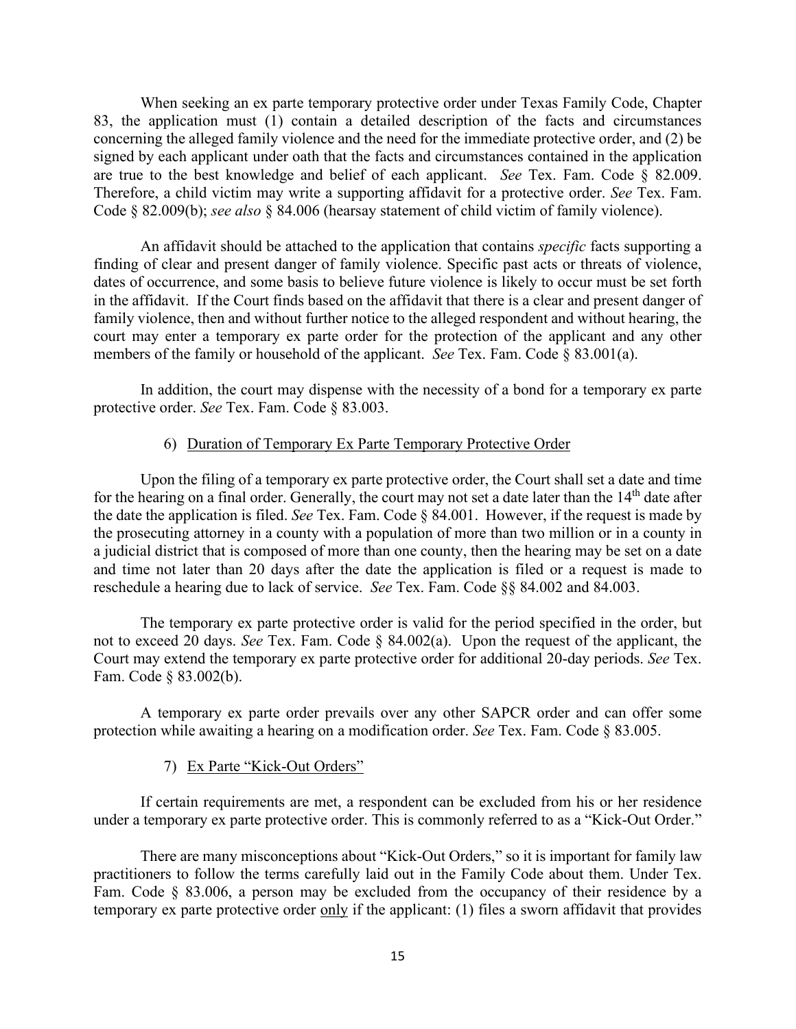When seeking an ex parte temporary protective order under Texas Family Code, Chapter 83, the application must (1) contain a detailed description of the facts and circumstances concerning the alleged family violence and the need for the immediate protective order, and (2) be signed by each applicant under oath that the facts and circumstances contained in the application are true to the best knowledge and belief of each applicant. *See* Tex. Fam. Code § 82.009. Therefore, a child victim may write a supporting affidavit for a protective order. *See* Tex. Fam. Code § 82.009(b); *see also* § 84.006 (hearsay statement of child victim of family violence).

An affidavit should be attached to the application that contains *specific* facts supporting a finding of clear and present danger of family violence. Specific past acts or threats of violence, dates of occurrence, and some basis to believe future violence is likely to occur must be set forth in the affidavit. If the Court finds based on the affidavit that there is a clear and present danger of family violence, then and without further notice to the alleged respondent and without hearing, the court may enter a temporary ex parte order for the protection of the applicant and any other members of the family or household of the applicant. *See* Tex. Fam. Code § 83.001(a).

In addition, the court may dispense with the necessity of a bond for a temporary ex parte protective order. *See* Tex. Fam. Code § 83.003.

6) <u>Duration of Temporary Ex Parte Temporary Protective Order</u>

Upon the filing of a temporary ex parte protective order, the Court shall set a date and time for the hearing on a final order. Generally, the court may not set a date later than the 14th date after the date the application is filed. *See* Tex. Fam. Code § 84.001. However, if the request is made by the prosecuting attorney in a county with a population of more than two million or in a county in a judicial district that is composed of more than one county, then the hearing may be set on a date and time not later than 20 days after the date the application is filed or a request is made to reschedule a hearing due to lack of service. *See* Tex. Fam. Code §§ 84.002 and 84.003.

The temporary ex parte protective order is valid for the period specified in the order, but not to exceed 20 days. *See* Tex. Fam. Code § 84.002(a). Upon the request of the applicant, the Court may extend the temporary ex parte protective order for additional 20-day periods. *See* Tex. Fam. Code § 83.002(b).

A temporary ex parte order prevails over any other SAPCR order and can offer some protection while awaiting a hearing on a modification order. *See* Tex. Fam. Code § 83.005.

7) <u>Ex Parte "Kick-Out Orders"</u>

If certain requirements are met, a respondent can be excluded from his or her residence under a temporary ex parte protective order. This is commonly referred to as a "Kick-Out Order."

There are many misconceptions about "Kick-Out Orders," so it is important for family law practitioners to follow the terms carefully laid out in the Family Code about them. Under Tex. Fam. Code § 83.006, a person may be excluded from the occupancy of their residence by a temporary ex parte protective order <u>only</u> if the applicant: (1) files a sworn affidavit that provides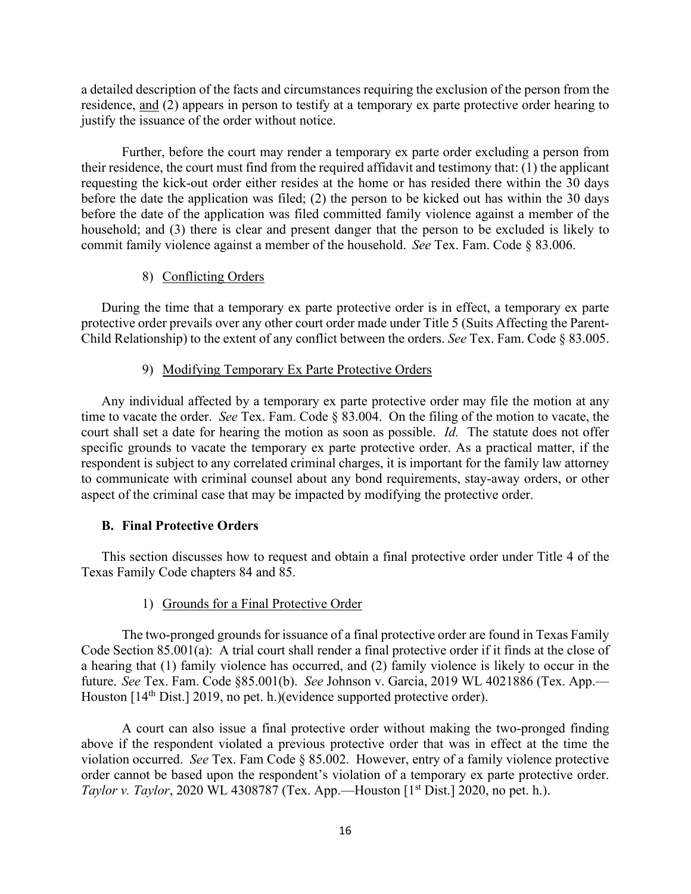a detailed description of the facts and circumstances requiring the exclusion of the person from the residence, <u>and</u> (2) appears in person to testify at a temporary ex parte protective order hearing to justify the issuance of the order without notice.

Further, before the court may render a temporary ex parte order excluding a person from their residence, the court must find from the required affidavit and testimony that: (1) the applicant requesting the kick-out order either resides at the home or has resided there within the 30 days before the date the application was filed; (2) the person to be kicked out has within the 30 days before the date of the application was filed committed family violence against a member of the household; and (3) there is clear and present danger that the person to be excluded is likely to commit family violence against a member of the household. *See* Tex. Fam. Code § 83.006.

8) <u>Conflicting Orders</u>

During the time that a temporary ex parte protective order is in effect, a temporary ex parte protective order prevails over any other court order made under Title 5 (Suits Affecting the Parent-Child Relationship) to the extent of any conflict between the orders. *See* Tex. Fam. Code § 83.005.

9) <u>Modifying Temporary Ex Parte Protective Orders</u>

Any individual affected by a temporary ex parte protective order may file the motion at any time to vacate the order. *See* Tex. Fam. Code § 83.004. On the filing of the motion to vacate, the court shall set a date for hearing the motion as soon as possible. *Id.* The statute does not offer specific grounds to vacate the temporary ex parte protective order. As a practical matter, if the respondent is subject to any correlated criminal charges, it is important for the family law attorney to communicate with criminal counsel about any bond requirements, stay-away orders, or other aspect of the criminal case that may be impacted by modifying the protective order.

### B. Final Protective Orders

This section discusses how to request and obtain a final protective order under Title 4 of the Texas Family Code chapters 84 and 85.

1) <u>Grounds for a Final Protective Order</u>

The two-pronged grounds for issuance of a final protective order are found in Texas Family Code Section 85.001(a): A trial court shall render a final protective order if it finds at the close of a hearing that (1) family violence has occurred, and (2) family violence is likely to occur in the future. *See* Tex. Fam. Code §85.001(b). *See* Johnson v. Garcia, 2019 WL 4021886 (Tex. App.—Houston [14th Dist.] 2019, no pet. h.)(evidence supported protective order).

A court can also issue a final protective order without making the two-pronged finding above if the respondent violated a previous protective order that was in effect at the time the violation occurred. *See* Tex. Fam Code § 85.002. However, entry of a family violence protective order cannot be based upon the respondent's violation of a temporary ex parte protective order. *Taylor v. Taylor*, 2020 WL 4308787 (Tex. App.—Houston [1st Dist.] 2020, no pet. h.).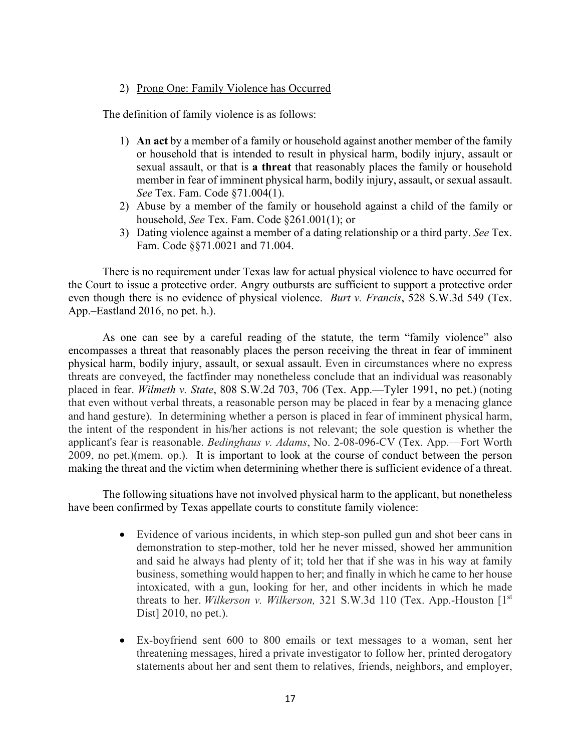2) <u>Prong One: Family Violence has Occurred</u>

The definition of family violence is as follows:

1) **An act** by a member of a family or household against another member of the family or household that is intended to result in physical harm, bodily injury, assault or sexual assault, or that is **a threat** that reasonably places the family or household member in fear of imminent physical harm, bodily injury, assault, or sexual assault. *See* Tex. Fam. Code §71.004(1).
2) Abuse by a member of the family or household against a child of the family or household, *See* Tex. Fam. Code §261.001(1); or
3) Dating violence against a member of a dating relationship or a third party. *See* Tex. Fam. Code §§71.0021 and 71.004.

There is no requirement under Texas law for actual physical violence to have occurred for the Court to issue a protective order. Angry outbursts are sufficient to support a protective order even though there is no evidence of physical violence. *Burt v. Francis*, 528 S.W.3d 549 (Tex. App.–Eastland 2016, no pet. h.).

As one can see by a careful reading of the statute, the term "family violence" also encompasses a threat that reasonably places the person receiving the threat in fear of imminent physical harm, bodily injury, assault, or sexual assault. Even in circumstances where no express threats are conveyed, the factfinder may nonetheless conclude that an individual was reasonably placed in fear. *Wilmeth v. State*, 808 S.W.2d 703, 706 (Tex. App.—Tyler 1991, no pet.) (noting that even without verbal threats, a reasonable person may be placed in fear by a menacing glance and hand gesture). In determining whether a person is placed in fear of imminent physical harm, the intent of the respondent in his/her actions is not relevant; the sole question is whether the applicant's fear is reasonable. *Bedinghaus v. Adams*, No. 2-08-096-CV (Tex. App.—Fort Worth 2009, no pet.)(mem. op.). It is important to look at the course of conduct between the person making the threat and the victim when determining whether there is sufficient evidence of a threat.

The following situations have not involved physical harm to the applicant, but nonetheless have been confirmed by Texas appellate courts to constitute family violence:

- Evidence of various incidents, in which step-son pulled gun and shot beer cans in demonstration to step-mother, told her he never missed, showed her ammunition and said he always had plenty of it; told her that if she was in his way at family business, something would happen to her; and finally in which he came to her house intoxicated, with a gun, looking for her, and other incidents in which he made threats to her. *Wilkerson v. Wilkerson,* 321 S.W.3d 110 (Tex. App.-Houston [1st Dist] 2010, no pet.).

- Ex-boyfriend sent 600 to 800 emails or text messages to a woman, sent her threatening messages, hired a private investigator to follow her, printed derogatory statements about her and sent them to relatives, friends, neighbors, and employer,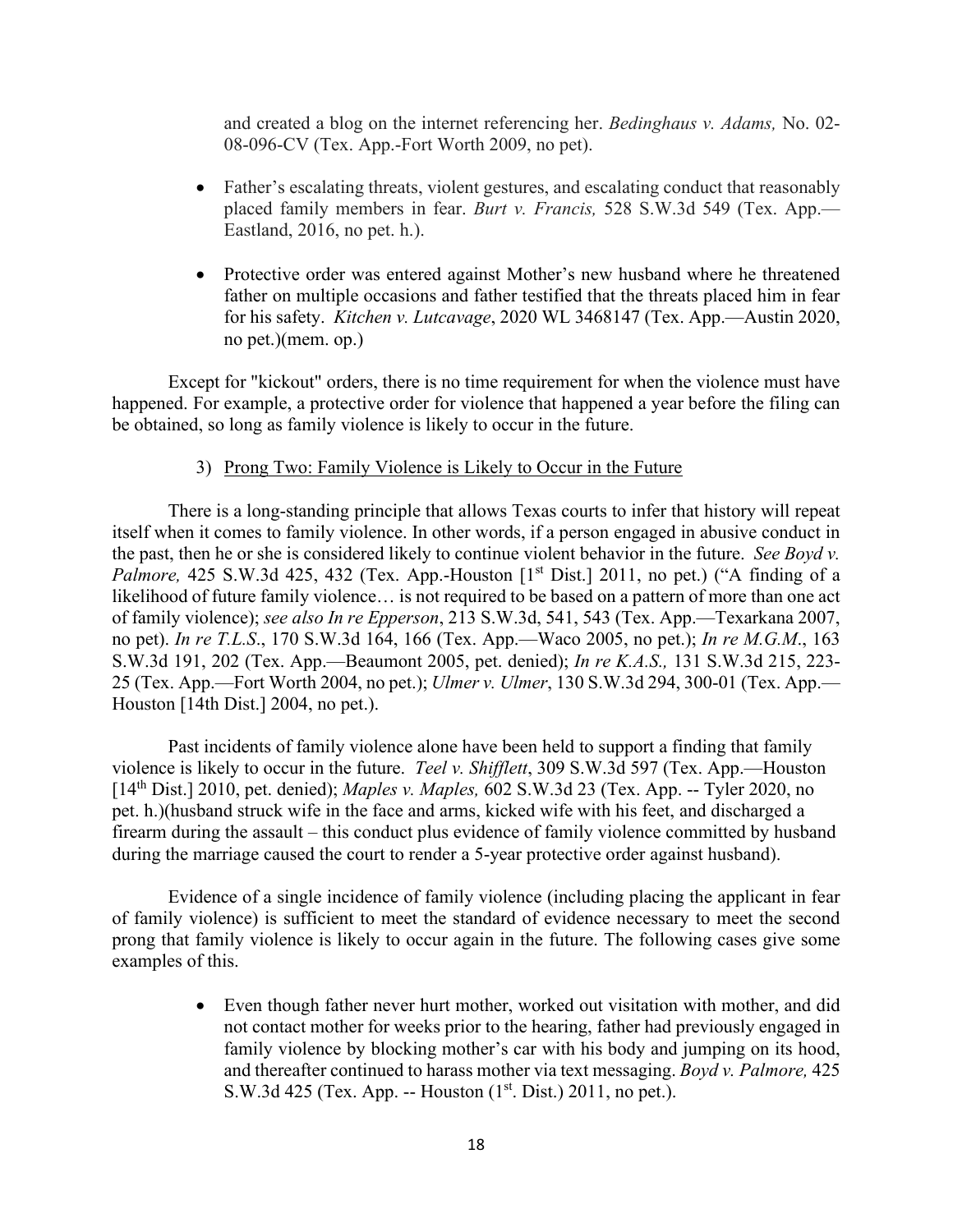and created a blog on the internet referencing her. *Bedinghaus v. Adams,* No. 02-08-096-CV (Tex. App.-Fort Worth 2009, no pet).

- Father's escalating threats, violent gestures, and escalating conduct that reasonably placed family members in fear. *Burt v. Francis,* 528 S.W.3d 549 (Tex. App.—Eastland, 2016, no pet. h.).
- Protective order was entered against Mother's new husband where he threatened father on multiple occasions and father testified that the threats placed him in fear for his safety. *Kitchen v. Lutcavage*, 2020 WL 3468147 (Tex. App.—Austin 2020, no pet.)(mem. op.)

Except for "kickout" orders, there is no time requirement for when the violence must have happened. For example, a protective order for violence that happened a year before the filing can be obtained, so long as family violence is likely to occur in the future.

3) Prong Two: Family Violence is Likely to Occur in the Future

There is a long-standing principle that allows Texas courts to infer that history will repeat itself when it comes to family violence. In other words, if a person engaged in abusive conduct in the past, then he or she is considered likely to continue violent behavior in the future. *See Boyd v. Palmore,* 425 S.W.3d 425, 432 (Tex. App.-Houston [1st Dist.] 2011, no pet.) ("A finding of a likelihood of future family violence… is not required to be based on a pattern of more than one act of family violence); *see also In re Epperson*, 213 S.W.3d, 541, 543 (Tex. App.—Texarkana 2007, no pet). *In re T.L.S*., 170 S.W.3d 164, 166 (Tex. App.—Waco 2005, no pet.); *In re M.G.M*., 163 S.W.3d 191, 202 (Tex. App.—Beaumont 2005, pet. denied); *In re K.A.S.,* 131 S.W.3d 215, 223-25 (Tex. App.—Fort Worth 2004, no pet.); *Ulmer v. Ulmer*, 130 S.W.3d 294, 300-01 (Tex. App.—Houston [14th Dist.] 2004, no pet.).

Past incidents of family violence alone have been held to support a finding that family violence is likely to occur in the future. *Teel v. Shifflett*, 309 S.W.3d 597 (Tex. App.—Houston [14th Dist.] 2010, pet. denied); *Maples v. Maples,* 602 S.W.3d 23 (Tex. App. -- Tyler 2020, no pet. h.)(husband struck wife in the face and arms, kicked wife with his feet, and discharged a firearm during the assault – this conduct plus evidence of family violence committed by husband during the marriage caused the court to render a 5-year protective order against husband).

Evidence of a single incidence of family violence (including placing the applicant in fear of family violence) is sufficient to meet the standard of evidence necessary to meet the second prong that family violence is likely to occur again in the future. The following cases give some examples of this.

- Even though father never hurt mother, worked out visitation with mother, and did not contact mother for weeks prior to the hearing, father had previously engaged in family violence by blocking mother's car with his body and jumping on its hood, and thereafter continued to harass mother via text messaging. *Boyd v. Palmore,* 425 S.W.3d 425 (Tex. App. -- Houston (1st. Dist.) 2011, no pet.).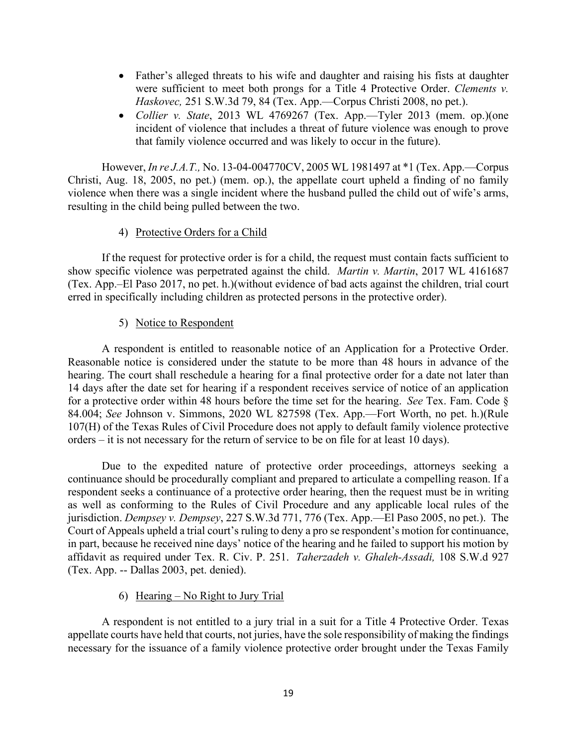- Father's alleged threats to his wife and daughter and raising his fists at daughter were sufficient to meet both prongs for a Title 4 Protective Order. *Clements v. Haskovec,* 251 S.W.3d 79, 84 (Tex. App.—Corpus Christi 2008, no pet.).
- *Collier v. State*, 2013 WL 4769267 (Tex. App.—Tyler 2013 (mem. op.)(one incident of violence that includes a threat of future violence was enough to prove that family violence occurred and was likely to occur in the future).

However, *In re J.A.T.,* No. 13-04-004770CV, 2005 WL 1981497 at *1 (Tex. App.—Corpus Christi, Aug. 18, 2005, no pet.) (mem. op.), the appellate court upheld a finding of no family violence when there was a single incident where the husband pulled the child out of wife's arms, resulting in the child being pulled between the two.

4) Protective Orders for a Child

If the request for protective order is for a child, the request must contain facts sufficient to show specific violence was perpetrated against the child. *Martin v. Martin*, 2017 WL 4161687 (Tex. App.–El Paso 2017, no pet. h.)(without evidence of bad acts against the children, trial court erred in specifically including children as protected persons in the protective order).

5) Notice to Respondent

A respondent is entitled to reasonable notice of an Application for a Protective Order. Reasonable notice is considered under the statute to be more than 48 hours in advance of the hearing. The court shall reschedule a hearing for a final protective order for a date not later than 14 days after the date set for hearing if a respondent receives service of notice of an application for a protective order within 48 hours before the time set for the hearing. *See* Tex. Fam. Code § 84.004; *See* Johnson v. Simmons, 2020 WL 827598 (Tex. App.—Fort Worth, no pet. h.)(Rule 107(H) of the Texas Rules of Civil Procedure does not apply to default family violence protective orders – it is not necessary for the return of service to be on file for at least 10 days).

Due to the expedited nature of protective order proceedings, attorneys seeking a continuance should be procedurally compliant and prepared to articulate a compelling reason. If a respondent seeks a continuance of a protective order hearing, then the request must be in writing as well as conforming to the Rules of Civil Procedure and any applicable local rules of the jurisdiction. *Dempsey v. Dempsey*, 227 S.W.3d 771, 776 (Tex. App.—El Paso 2005, no pet.). The Court of Appeals upheld a trial court's ruling to deny a pro se respondent's motion for continuance, in part, because he received nine days' notice of the hearing and he failed to support his motion by affidavit as required under Tex. R. Civ. P. 251. *Taherzadeh v. Ghaleh-Assadi,* 108 S.W.d 927 (Tex. App. -- Dallas 2003, pet. denied).

6) Hearing – No Right to Jury Trial

A respondent is not entitled to a jury trial in a suit for a Title 4 Protective Order. Texas appellate courts have held that courts, not juries, have the sole responsibility of making the findings necessary for the issuance of a family violence protective order brought under the Texas Family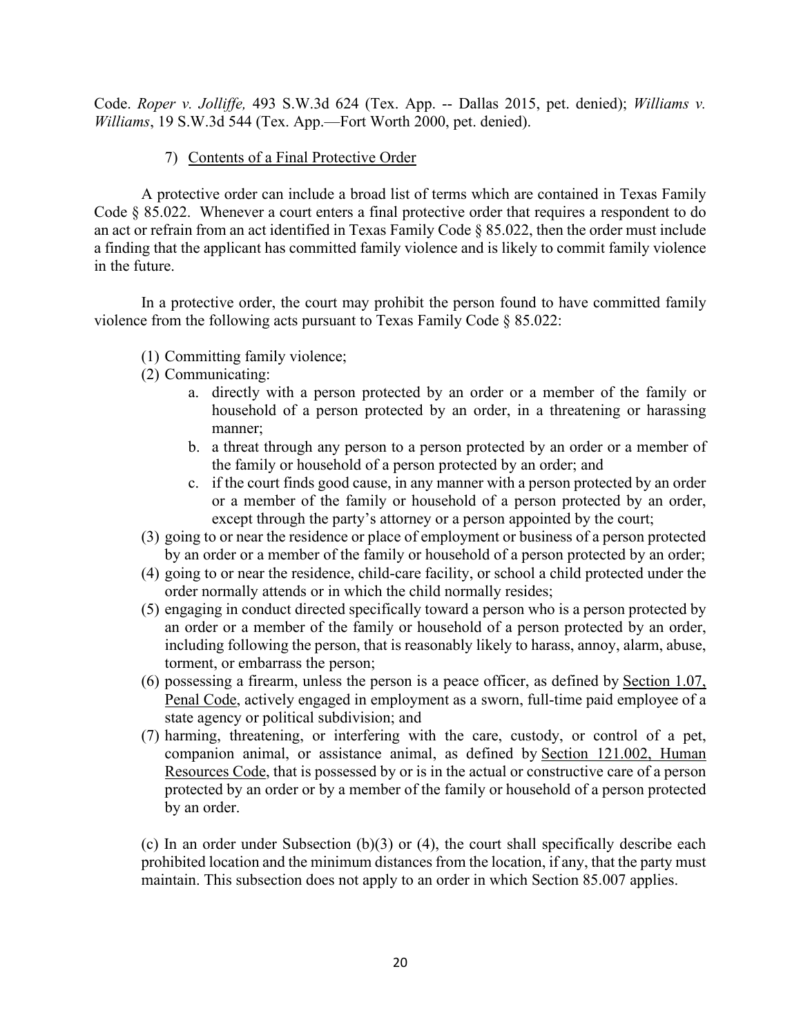Code. *Roper v. Jolliffe,* 493 S.W.3d 624 (Tex. App. -- Dallas 2015, pet. denied); *Williams v. Williams*, 19 S.W.3d 544 (Tex. App.—Fort Worth 2000, pet. denied).

7) <u>Contents of a Final Protective Order</u>

A protective order can include a broad list of terms which are contained in Texas Family Code § 85.022. Whenever a court enters a final protective order that requires a respondent to do an act or refrain from an act identified in Texas Family Code § 85.022, then the order must include a finding that the applicant has committed family violence and is likely to commit family violence in the future.

In a protective order, the court may prohibit the person found to have committed family violence from the following acts pursuant to Texas Family Code § 85.022:

(1) Committing family violence;
(2) Communicating:
    a. directly with a person protected by an order or a member of the family or household of a person protected by an order, in a threatening or harassing manner;
    b. a threat through any person to a person protected by an order or a member of the family or household of a person protected by an order; and
    c. if the court finds good cause, in any manner with a person protected by an order or a member of the family or household of a person protected by an order, except through the party's attorney or a person appointed by the court;
(3) going to or near the residence or place of employment or business of a person protected by an order or a member of the family or household of a person protected by an order;
(4) going to or near the residence, child-care facility, or school a child protected under the order normally attends or in which the child normally resides;
(5) engaging in conduct directed specifically toward a person who is a person protected by an order or a member of the family or household of a person protected by an order, including following the person, that is reasonably likely to harass, annoy, alarm, abuse, torment, or embarrass the person;
(6) possessing a firearm, unless the person is a peace officer, as defined by <u>Section 1.07, Penal Code</u>, actively engaged in employment as a sworn, full-time paid employee of a state agency or political subdivision; and
(7) harming, threatening, or interfering with the care, custody, or control of a pet, companion animal, or assistance animal, as defined by <u>Section 121.002, Human Resources Code</u>, that is possessed by or is in the actual or constructive care of a person protected by an order or by a member of the family or household of a person protected by an order.

(c) In an order under Subsection (b)(3) or (4), the court shall specifically describe each prohibited location and the minimum distances from the location, if any, that the party must maintain. This subsection does not apply to an order in which Section 85.007 applies.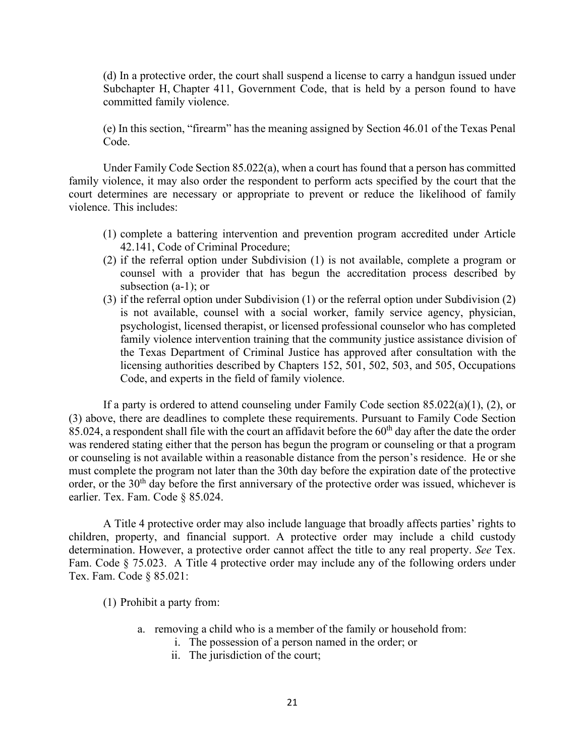(d) In a protective order, the court shall suspend a license to carry a handgun issued under Subchapter H, Chapter 411, Government Code, that is held by a person found to have committed family violence.

(e) In this section, "firearm" has the meaning assigned by Section 46.01 of the Texas Penal Code.

Under Family Code Section 85.022(a), when a court has found that a person has committed family violence, it may also order the respondent to perform acts specified by the court that the court determines are necessary or appropriate to prevent or reduce the likelihood of family violence. This includes:

(1) complete a battering intervention and prevention program accredited under Article 42.141, Code of Criminal Procedure;
(2) if the referral option under Subdivision (1) is not available, complete a program or counsel with a provider that has begun the accreditation process described by subsection (a-1); or
(3) if the referral option under Subdivision (1) or the referral option under Subdivision (2) is not available, counsel with a social worker, family service agency, physician, psychologist, licensed therapist, or licensed professional counselor who has completed family violence intervention training that the community justice assistance division of the Texas Department of Criminal Justice has approved after consultation with the licensing authorities described by Chapters 152, 501, 502, 503, and 505, Occupations Code, and experts in the field of family violence.

If a party is ordered to attend counseling under Family Code section 85.022(a)(1), (2), or (3) above, there are deadlines to complete these requirements. Pursuant to Family Code Section 85.024, a respondent shall file with the court an affidavit before the 60th day after the date the order was rendered stating either that the person has begun the program or counseling or that a program or counseling is not available within a reasonable distance from the person's residence. He or she must complete the program not later than the 30th day before the expiration date of the protective order, or the 30th day before the first anniversary of the protective order was issued, whichever is earlier. Tex. Fam. Code § 85.024.

A Title 4 protective order may also include language that broadly affects parties' rights to children, property, and financial support. A protective order may include a child custody determination. However, a protective order cannot affect the title to any real property. *See* Tex. Fam. Code § 75.023. A Title 4 protective order may include any of the following orders under Tex. Fam. Code § 85.021:

(1) Prohibit a party from:

   a. removing a child who is a member of the family or household from:
      i. The possession of a person named in the order; or
      ii. The jurisdiction of the court;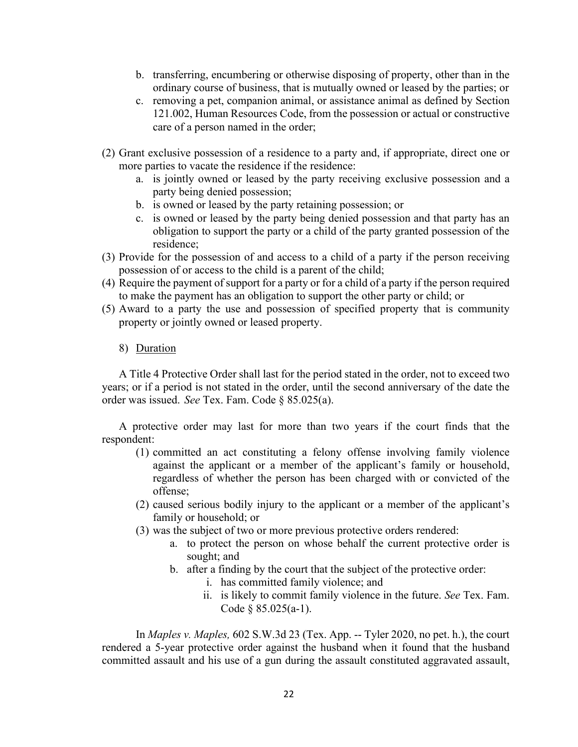b. transferring, encumbering or otherwise disposing of property, other than in the ordinary course of business, that is mutually owned or leased by the parties; or
c. removing a pet, companion animal, or assistance animal as defined by Section 121.002, Human Resources Code, from the possession or actual or constructive care of a person named in the order;

(2) Grant exclusive possession of a residence to a party and, if appropriate, direct one or more parties to vacate the residence if the residence:
   a. is jointly owned or leased by the party receiving exclusive possession and a party being denied possession;
   b. is owned or leased by the party retaining possession; or
   c. is owned or leased by the party being denied possession and that party has an obligation to support the party or a child of the party granted possession of the residence;

(3) Provide for the possession of and access to a child of a party if the person receiving possession of or access to the child is a parent of the child;

(4) Require the payment of support for a party or for a child of a party if the person required to make the payment has an obligation to support the other party or child; or

(5) Award to a party the use and possession of specified property that is community property or jointly owned or leased property.

8) Duration

A Title 4 Protective Order shall last for the period stated in the order, not to exceed two years; or if a period is not stated in the order, until the second anniversary of the date the order was issued. *See* Tex. Fam. Code § 85.025(a).

A protective order may last for more than two years if the court finds that the respondent:

(1) committed an act constituting a felony offense involving family violence against the applicant or a member of the applicant's family or household, regardless of whether the person has been charged with or convicted of the offense;
(2) caused serious bodily injury to the applicant or a member of the applicant's family or household; or
(3) was the subject of two or more previous protective orders rendered:
   a. to protect the person on whose behalf the current protective order is sought; and
   b. after a finding by the court that the subject of the protective order:
      i. has committed family violence; and
      ii. is likely to commit family violence in the future. *See* Tex. Fam. Code § 85.025(a-1).

In *Maples v. Maples,* 602 S.W.3d 23 (Tex. App. -- Tyler 2020, no pet. h.), the court rendered a 5-year protective order against the husband when it found that the husband committed assault and his use of a gun during the assault constituted aggravated assault,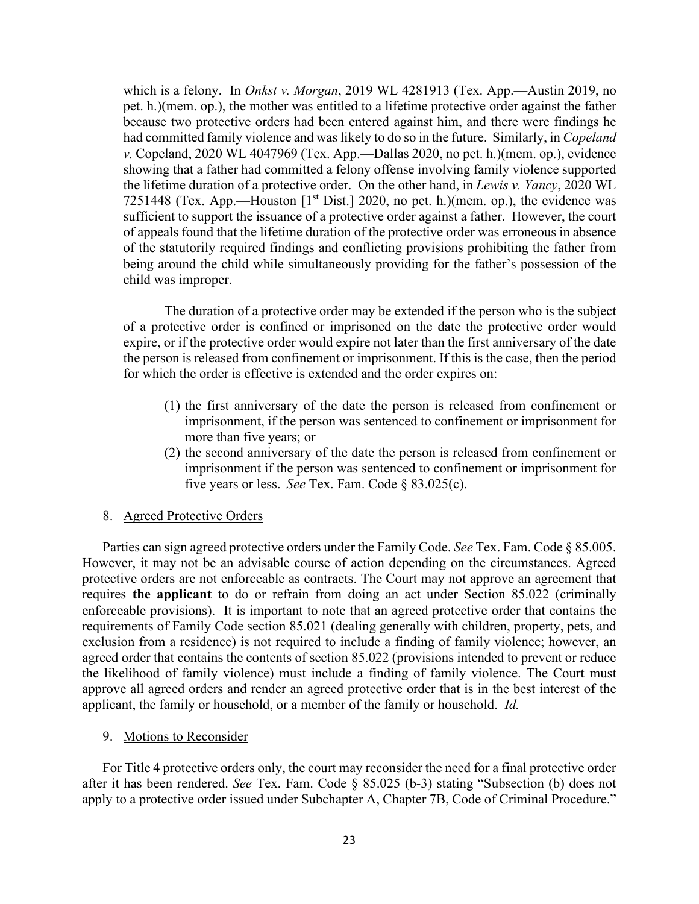which is a felony. In *Onkst v. Morgan*, 2019 WL 4281913 (Tex. App.—Austin 2019, no pet. h.)(mem. op.), the mother was entitled to a lifetime protective order against the father because two protective orders had been entered against him, and there were findings he had committed family violence and was likely to do so in the future. Similarly, in *Copeland v.* Copeland, 2020 WL 4047969 (Tex. App.—Dallas 2020, no pet. h.)(mem. op.), evidence showing that a father had committed a felony offense involving family violence supported the lifetime duration of a protective order. On the other hand, in *Lewis v. Yancy*, 2020 WL 7251448 (Tex. App.—Houston [1st Dist.] 2020, no pet. h.)(mem. op.), the evidence was sufficient to support the issuance of a protective order against a father. However, the court of appeals found that the lifetime duration of the protective order was erroneous in absence of the statutorily required findings and conflicting provisions prohibiting the father from being around the child while simultaneously providing for the father's possession of the child was improper.

The duration of a protective order may be extended if the person who is the subject of a protective order is confined or imprisoned on the date the protective order would expire, or if the protective order would expire not later than the first anniversary of the date the person is released from confinement or imprisonment. If this is the case, then the period for which the order is effective is extended and the order expires on:

(1) the first anniversary of the date the person is released from confinement or imprisonment, if the person was sentenced to confinement or imprisonment for more than five years; or
(2) the second anniversary of the date the person is released from confinement or imprisonment if the person was sentenced to confinement or imprisonment for five years or less. *See* Tex. Fam. Code § 83.025(c).

8. Agreed Protective Orders

Parties can sign agreed protective orders under the Family Code. *See* Tex. Fam. Code § 85.005. However, it may not be an advisable course of action depending on the circumstances. Agreed protective orders are not enforceable as contracts. The Court may not approve an agreement that requires **the applicant** to do or refrain from doing an act under Section 85.022 (criminally enforceable provisions). It is important to note that an agreed protective order that contains the requirements of Family Code section 85.021 (dealing generally with children, property, pets, and exclusion from a residence) is not required to include a finding of family violence; however, an agreed order that contains the contents of section 85.022 (provisions intended to prevent or reduce the likelihood of family violence) must include a finding of family violence. The Court must approve all agreed orders and render an agreed protective order that is in the best interest of the applicant, the family or household, or a member of the family or household. *Id.*

9. Motions to Reconsider

For Title 4 protective orders only, the court may reconsider the need for a final protective order after it has been rendered. *See* Tex. Fam. Code § 85.025 (b-3) stating "Subsection (b) does not apply to a protective order issued under Subchapter A, Chapter 7B, Code of Criminal Procedure."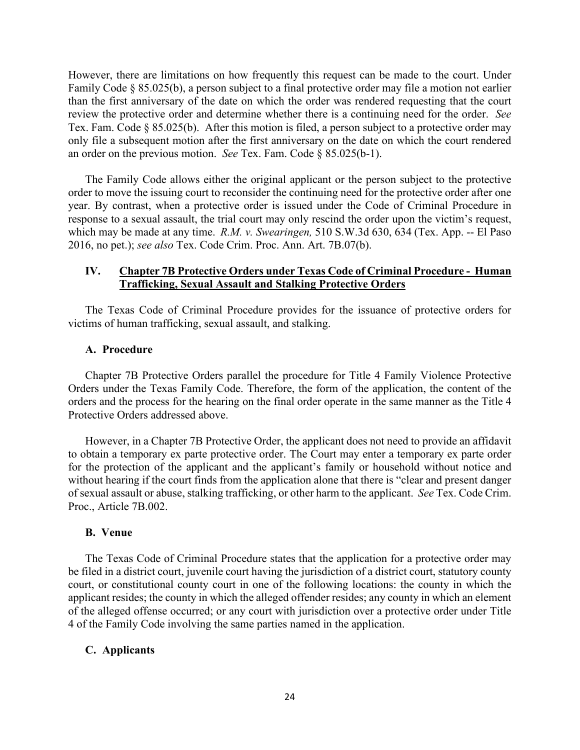However, there are limitations on how frequently this request can be made to the court. Under Family Code § 85.025(b), a person subject to a final protective order may file a motion not earlier than the first anniversary of the date on which the order was rendered requesting that the court review the protective order and determine whether there is a continuing need for the order. *See* Tex. Fam. Code § 85.025(b). After this motion is filed, a person subject to a protective order may only file a subsequent motion after the first anniversary on the date on which the court rendered an order on the previous motion. *See* Tex. Fam. Code § 85.025(b-1).

The Family Code allows either the original applicant or the person subject to the protective order to move the issuing court to reconsider the continuing need for the protective order after one year. By contrast, when a protective order is issued under the Code of Criminal Procedure in response to a sexual assault, the trial court may only rescind the order upon the victim's request, which may be made at any time. *R.M. v. Swearingen,* 510 S.W.3d 630, 634 (Tex. App. -- El Paso 2016, no pet.); *see also* Tex. Code Crim. Proc. Ann. Art. 7B.07(b).

## IV. Chapter 7B Protective Orders under Texas Code of Criminal Procedure - Human Trafficking, Sexual Assault and Stalking Protective Orders

The Texas Code of Criminal Procedure provides for the issuance of protective orders for victims of human trafficking, sexual assault, and stalking.

### A. Procedure

Chapter 7B Protective Orders parallel the procedure for Title 4 Family Violence Protective Orders under the Texas Family Code. Therefore, the form of the application, the content of the orders and the process for the hearing on the final order operate in the same manner as the Title 4 Protective Orders addressed above.

However, in a Chapter 7B Protective Order, the applicant does not need to provide an affidavit to obtain a temporary ex parte protective order. The Court may enter a temporary ex parte order for the protection of the applicant and the applicant's family or household without notice and without hearing if the court finds from the application alone that there is "clear and present danger of sexual assault or abuse, stalking trafficking, or other harm to the applicant. *See* Tex. Code Crim. Proc., Article 7B.002.

### B. Venue

The Texas Code of Criminal Procedure states that the application for a protective order may be filed in a district court, juvenile court having the jurisdiction of a district court, statutory county court, or constitutional county court in one of the following locations: the county in which the applicant resides; the county in which the alleged offender resides; any county in which an element of the alleged offense occurred; or any court with jurisdiction over a protective order under Title 4 of the Family Code involving the same parties named in the application.

### C. Applicants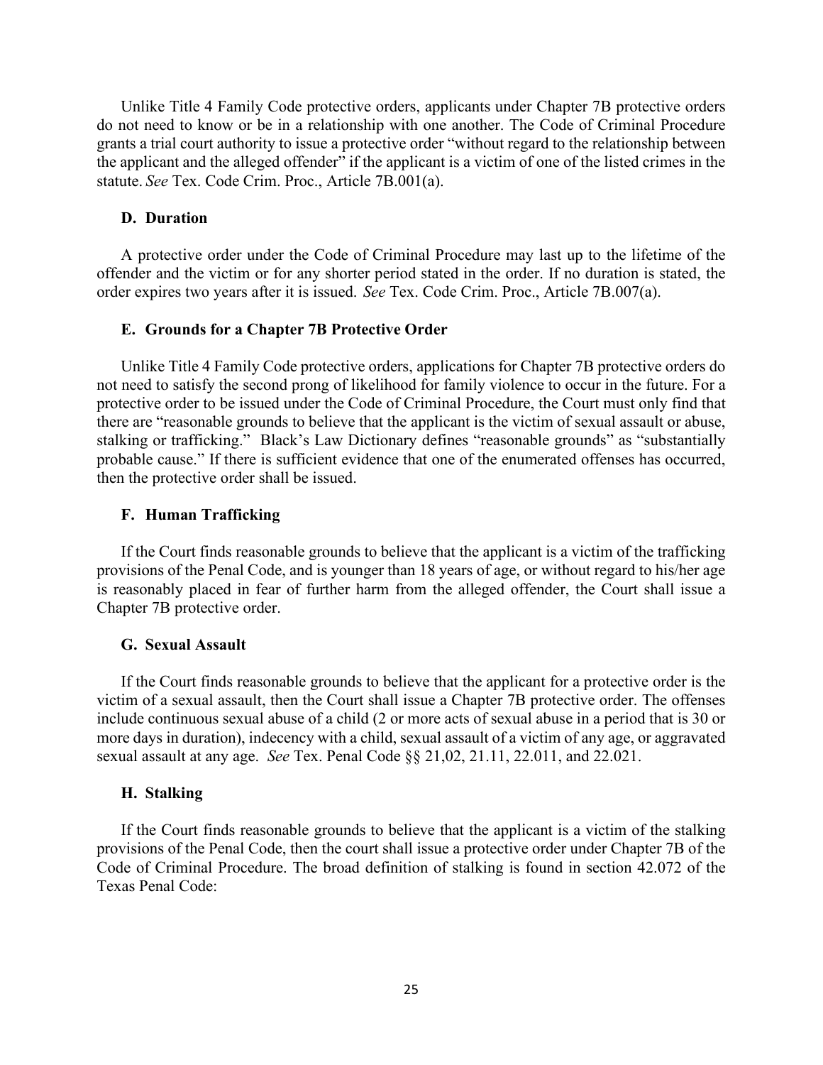Unlike Title 4 Family Code protective orders, applicants under Chapter 7B protective orders do not need to know or be in a relationship with one another. The Code of Criminal Procedure grants a trial court authority to issue a protective order "without regard to the relationship between the applicant and the alleged offender" if the applicant is a victim of one of the listed crimes in the statute. *See* Tex. Code Crim. Proc., Article 7B.001(a).

### D. Duration

A protective order under the Code of Criminal Procedure may last up to the lifetime of the offender and the victim or for any shorter period stated in the order. If no duration is stated, the order expires two years after it is issued. *See* Tex. Code Crim. Proc., Article 7B.007(a).

### E. Grounds for a Chapter 7B Protective Order

Unlike Title 4 Family Code protective orders, applications for Chapter 7B protective orders do not need to satisfy the second prong of likelihood for family violence to occur in the future. For a protective order to be issued under the Code of Criminal Procedure, the Court must only find that there are "reasonable grounds to believe that the applicant is the victim of sexual assault or abuse, stalking or trafficking." Black's Law Dictionary defines "reasonable grounds" as "substantially probable cause." If there is sufficient evidence that one of the enumerated offenses has occurred, then the protective order shall be issued.

### F. Human Trafficking

If the Court finds reasonable grounds to believe that the applicant is a victim of the trafficking provisions of the Penal Code, and is younger than 18 years of age, or without regard to his/her age is reasonably placed in fear of further harm from the alleged offender, the Court shall issue a Chapter 7B protective order.

### G. Sexual Assault

If the Court finds reasonable grounds to believe that the applicant for a protective order is the victim of a sexual assault, then the Court shall issue a Chapter 7B protective order. The offenses include continuous sexual abuse of a child (2 or more acts of sexual abuse in a period that is 30 or more days in duration), indecency with a child, sexual assault of a victim of any age, or aggravated sexual assault at any age. *See* Tex. Penal Code §§ 21,02, 21.11, 22.011, and 22.021.

### H. Stalking

If the Court finds reasonable grounds to believe that the applicant is a victim of the stalking provisions of the Penal Code, then the court shall issue a protective order under Chapter 7B of the Code of Criminal Procedure. The broad definition of stalking is found in section 42.072 of the Texas Penal Code: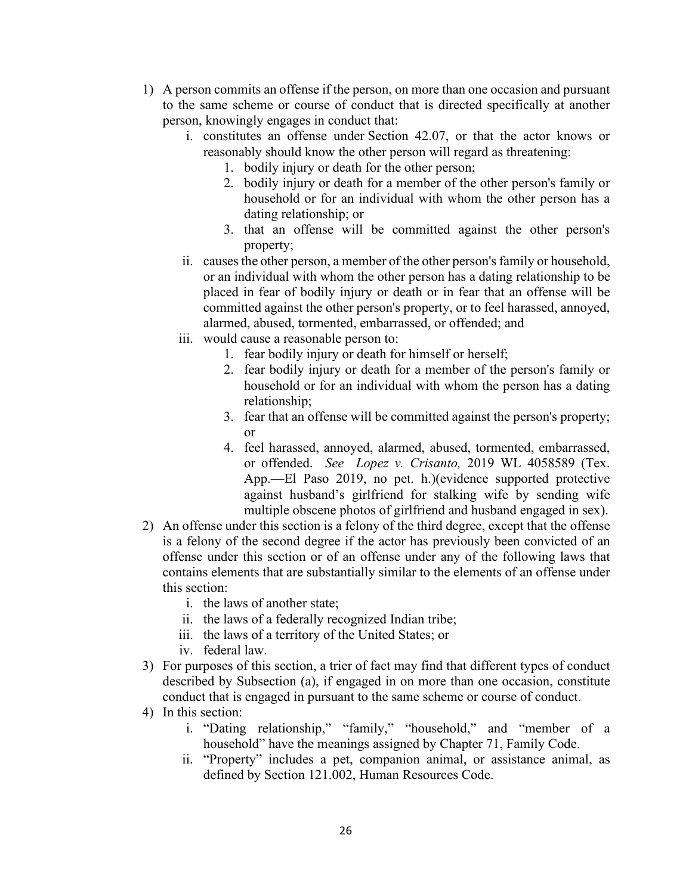1) A person commits an offense if the person, on more than one occasion and pursuant to the same scheme or course of conduct that is directed specifically at another person, knowingly engages in conduct that:
   i. constitutes an offense under Section 42.07, or that the actor knows or reasonably should know the other person will regard as threatening:
      1. bodily injury or death for the other person;
      2. bodily injury or death for a member of the other person's family or household or for an individual with whom the other person has a dating relationship; or
      3. that an offense will be committed against the other person's property;
   ii. causes the other person, a member of the other person's family or household, or an individual with whom the other person has a dating relationship to be placed in fear of bodily injury or death or in fear that an offense will be committed against the other person's property, or to feel harassed, annoyed, alarmed, abused, tormented, embarrassed, or offended; and
   iii. would cause a reasonable person to:
      1. fear bodily injury or death for himself or herself;
      2. fear bodily injury or death for a member of the person's family or household or for an individual with whom the person has a dating relationship;
      3. fear that an offense will be committed against the person's property; or
      4. feel harassed, annoyed, alarmed, abused, tormented, embarrassed, or offended. *See Lopez v. Crisanto,* 2019 WL 4058589 (Tex. App.—El Paso 2019, no pet. h.)(evidence supported protective against husband's girlfriend for stalking wife by sending wife multiple obscene photos of girlfriend and husband engaged in sex).
2) An offense under this section is a felony of the third degree, except that the offense is a felony of the second degree if the actor has previously been convicted of an offense under this section or of an offense under any of the following laws that contains elements that are substantially similar to the elements of an offense under this section:
   i. the laws of another state;
   ii. the laws of a federally recognized Indian tribe;
   iii. the laws of a territory of the United States; or
   iv. federal law.
3) For purposes of this section, a trier of fact may find that different types of conduct described by Subsection (a), if engaged in on more than one occasion, constitute conduct that is engaged in pursuant to the same scheme or course of conduct.
4) In this section:
   i. "Dating relationship," "family," "household," and "member of a household" have the meanings assigned by Chapter 71, Family Code.
   ii. "Property" includes a pet, companion animal, or assistance animal, as defined by Section 121.002, Human Resources Code.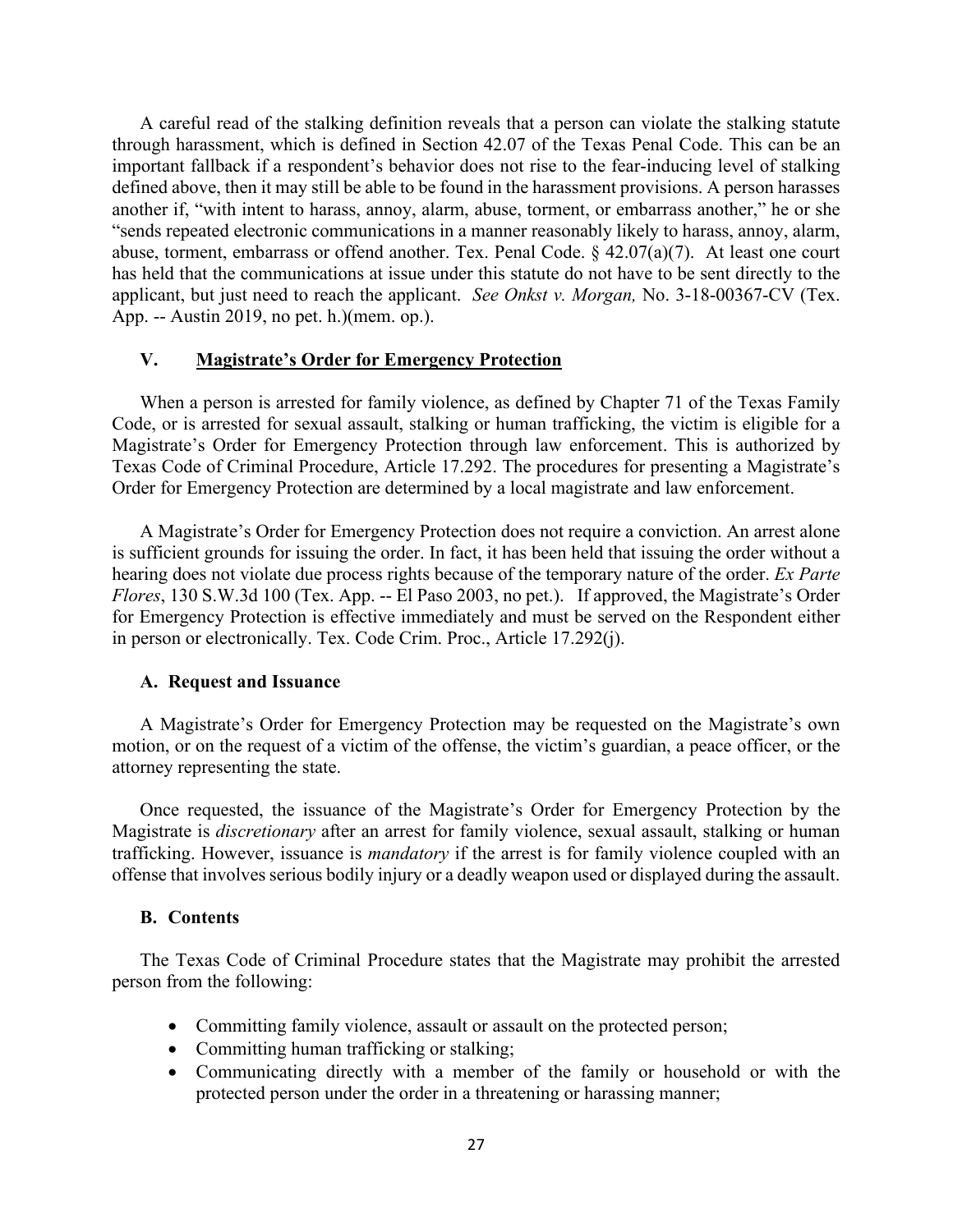A careful read of the stalking definition reveals that a person can violate the stalking statute through harassment, which is defined in Section 42.07 of the Texas Penal Code. This can be an important fallback if a respondent's behavior does not rise to the fear-inducing level of stalking defined above, then it may still be able to be found in the harassment provisions. A person harasses another if, "with intent to harass, annoy, alarm, abuse, torment, or embarrass another," he or she "sends repeated electronic communications in a manner reasonably likely to harass, annoy, alarm, abuse, torment, embarrass or offend another. Tex. Penal Code. § 42.07(a)(7). At least one court has held that the communications at issue under this statute do not have to be sent directly to the applicant, but just need to reach the applicant. *See Onkst v. Morgan,* No. 3-18-00367-CV (Tex. App. -- Austin 2019, no pet. h.)(mem. op.).

## V. <u>Magistrate's Order for Emergency Protection</u>

When a person is arrested for family violence, as defined by Chapter 71 of the Texas Family Code, or is arrested for sexual assault, stalking or human trafficking, the victim is eligible for a Magistrate's Order for Emergency Protection through law enforcement. This is authorized by Texas Code of Criminal Procedure, Article 17.292. The procedures for presenting a Magistrate's Order for Emergency Protection are determined by a local magistrate and law enforcement.

A Magistrate's Order for Emergency Protection does not require a conviction. An arrest alone is sufficient grounds for issuing the order. In fact, it has been held that issuing the order without a hearing does not violate due process rights because of the temporary nature of the order. *Ex Parte Flores*, 130 S.W.3d 100 (Tex. App. -- El Paso 2003, no pet.). If approved, the Magistrate's Order for Emergency Protection is effective immediately and must be served on the Respondent either in person or electronically. Tex. Code Crim. Proc., Article 17.292(j).

### A. Request and Issuance

A Magistrate's Order for Emergency Protection may be requested on the Magistrate's own motion, or on the request of a victim of the offense, the victim's guardian, a peace officer, or the attorney representing the state.

Once requested, the issuance of the Magistrate's Order for Emergency Protection by the Magistrate is *discretionary* after an arrest for family violence, sexual assault, stalking or human trafficking. However, issuance is *mandatory* if the arrest is for family violence coupled with an offense that involves serious bodily injury or a deadly weapon used or displayed during the assault.

### B. Contents

The Texas Code of Criminal Procedure states that the Magistrate may prohibit the arrested person from the following:

- Committing family violence, assault or assault on the protected person;
- Committing human trafficking or stalking;
- Communicating directly with a member of the family or household or with the protected person under the order in a threatening or harassing manner;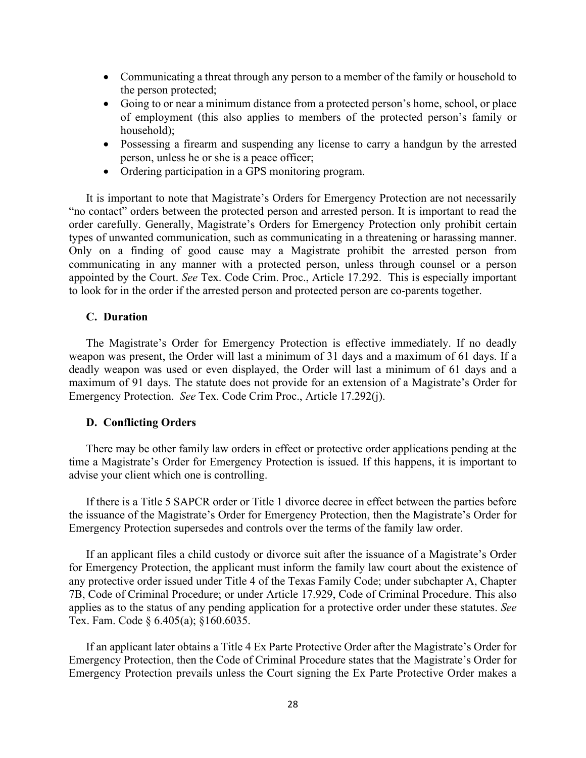- Communicating a threat through any person to a member of the family or household to the person protected;
- Going to or near a minimum distance from a protected person's home, school, or place of employment (this also applies to members of the protected person's family or household);
- Possessing a firearm and suspending any license to carry a handgun by the arrested person, unless he or she is a peace officer;
- Ordering participation in a GPS monitoring program.

It is important to note that Magistrate's Orders for Emergency Protection are not necessarily "no contact" orders between the protected person and arrested person. It is important to read the order carefully. Generally, Magistrate's Orders for Emergency Protection only prohibit certain types of unwanted communication, such as communicating in a threatening or harassing manner. Only on a finding of good cause may a Magistrate prohibit the arrested person from communicating in any manner with a protected person, unless through counsel or a person appointed by the Court. *See* Tex. Code Crim. Proc., Article 17.292. This is especially important to look for in the order if the arrested person and protected person are co-parents together.

### C. Duration

The Magistrate's Order for Emergency Protection is effective immediately. If no deadly weapon was present, the Order will last a minimum of 31 days and a maximum of 61 days. If a deadly weapon was used or even displayed, the Order will last a minimum of 61 days and a maximum of 91 days. The statute does not provide for an extension of a Magistrate's Order for Emergency Protection. *See* Tex. Code Crim Proc., Article 17.292(j).

### D. Conflicting Orders

There may be other family law orders in effect or protective order applications pending at the time a Magistrate's Order for Emergency Protection is issued. If this happens, it is important to advise your client which one is controlling.

If there is a Title 5 SAPCR order or Title 1 divorce decree in effect between the parties before the issuance of the Magistrate's Order for Emergency Protection, then the Magistrate's Order for Emergency Protection supersedes and controls over the terms of the family law order.

If an applicant files a child custody or divorce suit after the issuance of a Magistrate's Order for Emergency Protection, the applicant must inform the family law court about the existence of any protective order issued under Title 4 of the Texas Family Code; under subchapter A, Chapter 7B, Code of Criminal Procedure; or under Article 17.929, Code of Criminal Procedure. This also applies as to the status of any pending application for a protective order under these statutes. *See* Tex. Fam. Code § 6.405(a); §160.6035.

If an applicant later obtains a Title 4 Ex Parte Protective Order after the Magistrate's Order for Emergency Protection, then the Code of Criminal Procedure states that the Magistrate's Order for Emergency Protection prevails unless the Court signing the Ex Parte Protective Order makes a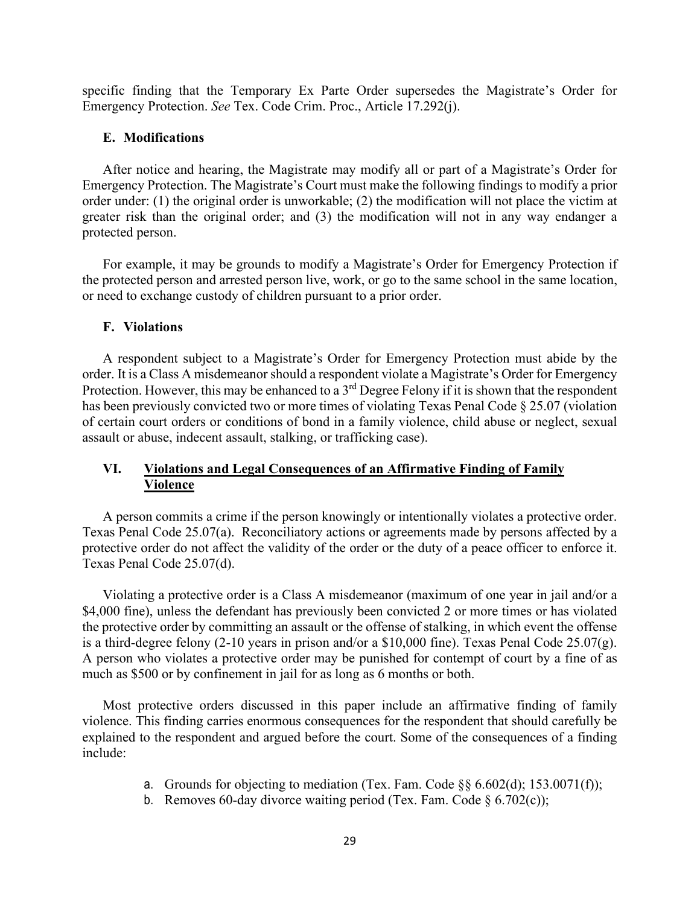specific finding that the Temporary Ex Parte Order supersedes the Magistrate's Order for Emergency Protection. *See* Tex. Code Crim. Proc., Article 17.292(j).

### E. Modifications

After notice and hearing, the Magistrate may modify all or part of a Magistrate's Order for Emergency Protection. The Magistrate's Court must make the following findings to modify a prior order under: (1) the original order is unworkable; (2) the modification will not place the victim at greater risk than the original order; and (3) the modification will not in any way endanger a protected person.

For example, it may be grounds to modify a Magistrate's Order for Emergency Protection if the protected person and arrested person live, work, or go to the same school in the same location, or need to exchange custody of children pursuant to a prior order.

### F. Violations

A respondent subject to a Magistrate's Order for Emergency Protection must abide by the order. It is a Class A misdemeanor should a respondent violate a Magistrate's Order for Emergency Protection. However, this may be enhanced to a 3rd Degree Felony if it is shown that the respondent has been previously convicted two or more times of violating Texas Penal Code § 25.07 (violation of certain court orders or conditions of bond in a family violence, child abuse or neglect, sexual assault or abuse, indecent assault, stalking, or trafficking case).

## VI. Violations and Legal Consequences of an Affirmative Finding of Family Violence

A person commits a crime if the person knowingly or intentionally violates a protective order. Texas Penal Code 25.07(a). Reconciliatory actions or agreements made by persons affected by a protective order do not affect the validity of the order or the duty of a peace officer to enforce it. Texas Penal Code 25.07(d).

Violating a protective order is a Class A misdemeanor (maximum of one year in jail and/or a $4,000 fine), unless the defendant has previously been convicted 2 or more times or has violated the protective order by committing an assault or the offense of stalking, in which event the offense is a third-degree felony (2-10 years in prison and/or a $10,000 fine). Texas Penal Code 25.07(g). A person who violates a protective order may be punished for contempt of court by a fine of as much as $500 or by confinement in jail for as long as 6 months or both.

Most protective orders discussed in this paper include an affirmative finding of family violence. This finding carries enormous consequences for the respondent that should carefully be explained to the respondent and argued before the court. Some of the consequences of a finding include:

a. Grounds for objecting to mediation (Tex. Fam. Code §§ 6.602(d); 153.0071(f));
b. Removes 60-day divorce waiting period (Tex. Fam. Code § 6.702(c));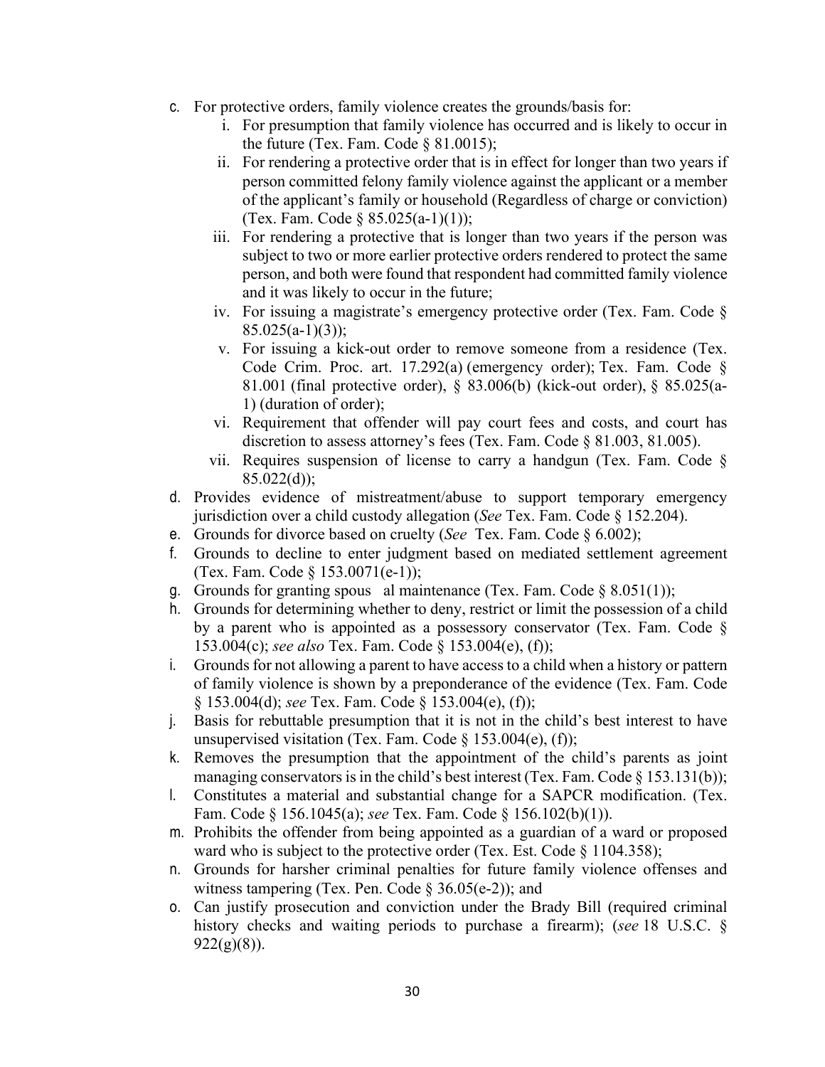c. For protective orders, family violence creates the grounds/basis for:
    i. For presumption that family violence has occurred and is likely to occur in the future (Tex. Fam. Code § 81.0015);
    ii. For rendering a protective order that is in effect for longer than two years if person committed felony family violence against the applicant or a member of the applicant's family or household (Regardless of charge or conviction) (Tex. Fam. Code § 85.025(a-1)(1));
    iii. For rendering a protective that is longer than two years if the person was subject to two or more earlier protective orders rendered to protect the same person, and both were found that respondent had committed family violence and it was likely to occur in the future;
    iv. For issuing a magistrate's emergency protective order (Tex. Fam. Code § 85.025(a-1)(3));
    v. For issuing a kick-out order to remove someone from a residence (Tex. Code Crim. Proc. art. 17.292(a) (emergency order); Tex. Fam. Code § 81.001 (final protective order), § 83.006(b) (kick-out order), § 85.025(a-1) (duration of order);
    vi. Requirement that offender will pay court fees and costs, and court has discretion to assess attorney's fees (Tex. Fam. Code § 81.003, 81.005).
    vii. Requires suspension of license to carry a handgun (Tex. Fam. Code § 85.022(d));

d. Provides evidence of mistreatment/abuse to support temporary emergency jurisdiction over a child custody allegation (*See* Tex. Fam. Code § 152.204).

e. Grounds for divorce based on cruelty (*See* Tex. Fam. Code § 6.002);

f. Grounds to decline to enter judgment based on mediated settlement agreement (Tex. Fam. Code § 153.0071(e-1));

g. Grounds for granting spous al maintenance (Tex. Fam. Code § 8.051(1));

h. Grounds for determining whether to deny, restrict or limit the possession of a child by a parent who is appointed as a possessory conservator (Tex. Fam. Code § 153.004(c); *see also* Tex. Fam. Code § 153.004(e), (f));

i. Grounds for not allowing a parent to have access to a child when a history or pattern of family violence is shown by a preponderance of the evidence (Tex. Fam. Code § 153.004(d); *see* Tex. Fam. Code § 153.004(e), (f));

j. Basis for rebuttable presumption that it is not in the child's best interest to have unsupervised visitation (Tex. Fam. Code § 153.004(e), (f));

k. Removes the presumption that the appointment of the child's parents as joint managing conservators is in the child's best interest (Tex. Fam. Code § 153.131(b));

l. Constitutes a material and substantial change for a SAPCR modification. (Tex. Fam. Code § 156.1045(a); *see* Tex. Fam. Code § 156.102(b)(1)).

m. Prohibits the offender from being appointed as a guardian of a ward or proposed ward who is subject to the protective order (Tex. Est. Code § 1104.358);

n. Grounds for harsher criminal penalties for future family violence offenses and witness tampering (Tex. Pen. Code § 36.05(e-2)); and

o. Can justify prosecution and conviction under the Brady Bill (required criminal history checks and waiting periods to purchase a firearm); (*see* 18 U.S.C. § 922(g)(8)).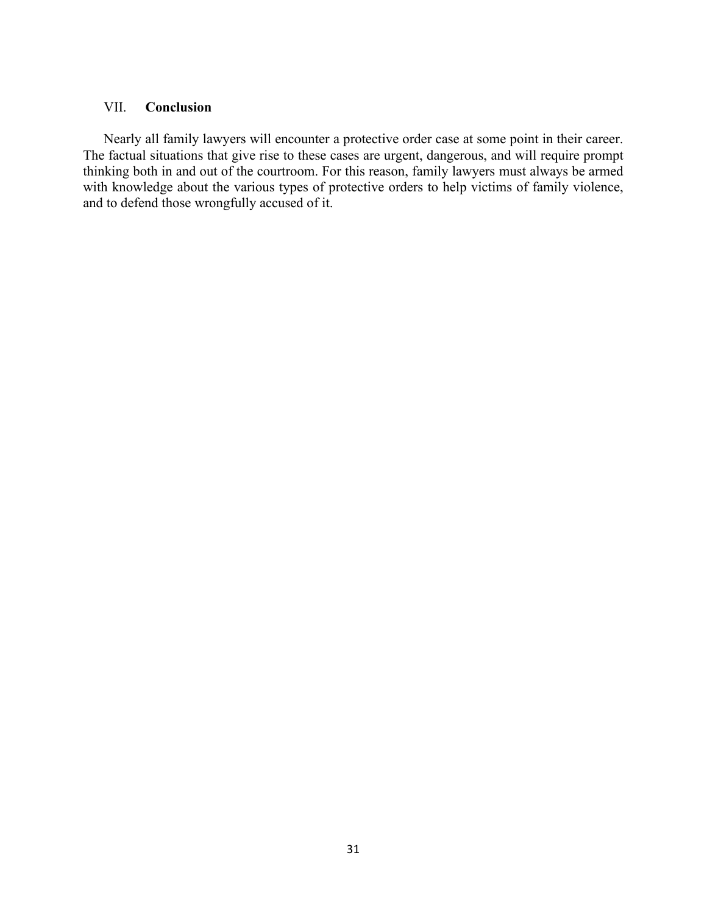## VII. **Conclusion**

Nearly all family lawyers will encounter a protective order case at some point in their career. The factual situations that give rise to these cases are urgent, dangerous, and will require prompt thinking both in and out of the courtroom. For this reason, family lawyers must always be armed with knowledge about the various types of protective orders to help victims of family violence, and to defend those wrongfully accused of it.